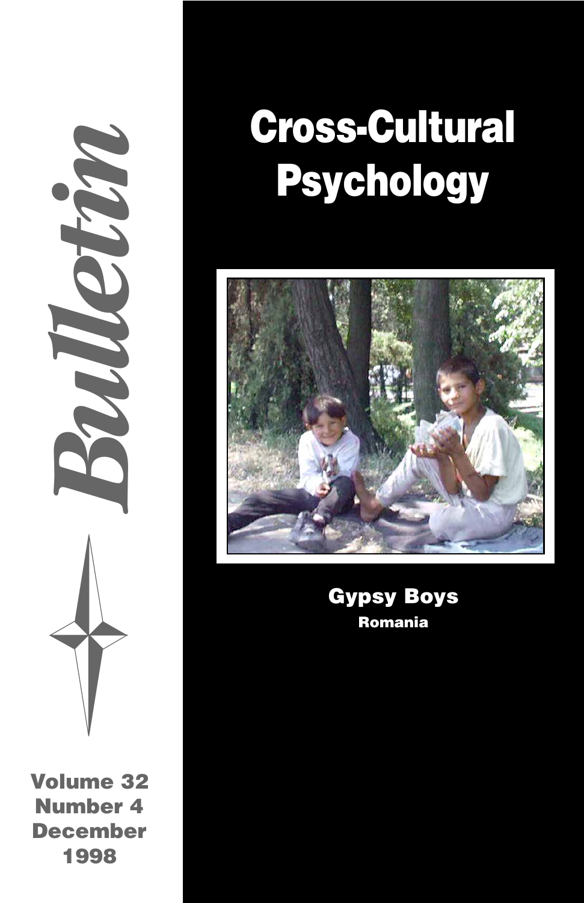# Bulletin

# Cross-Cultural Psychology

**Gypsy Boys**
**Romania**

**Volume 32**
**Number 4**
**December**
**1998**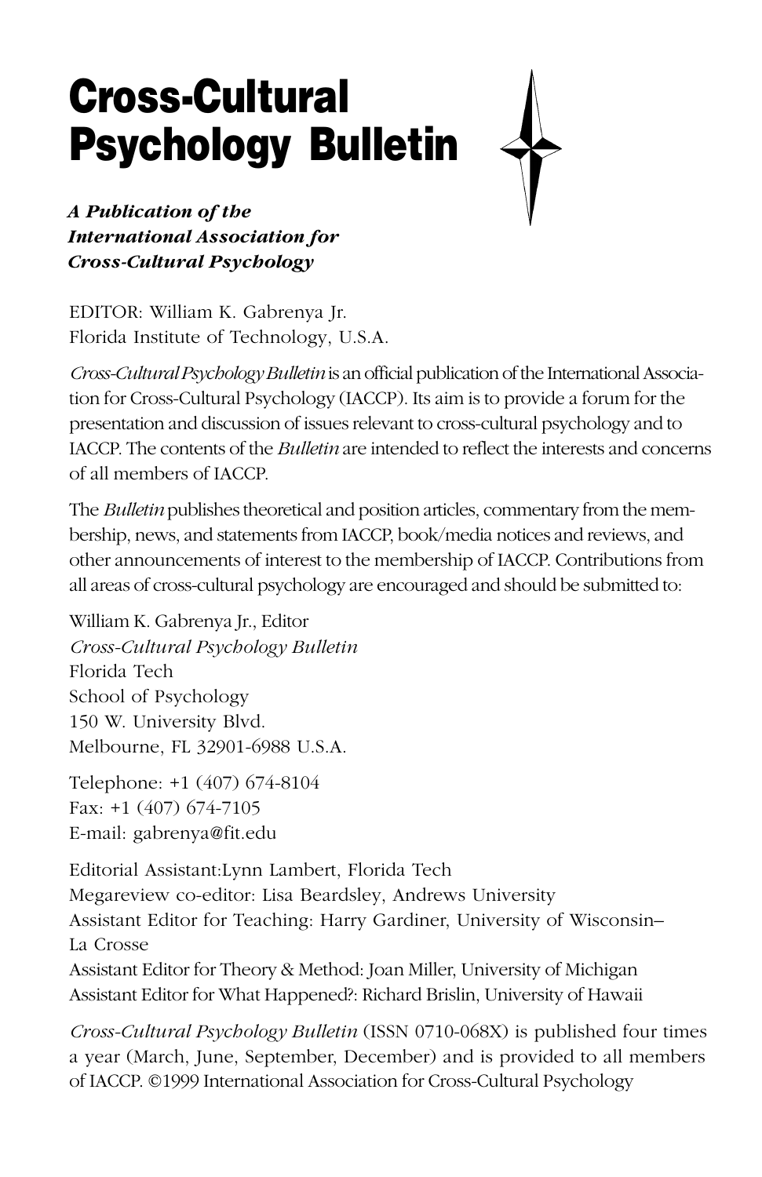# Cross-Cultural Psychology Bulletin

***A Publication of the International Association for Cross-Cultural Psychology***

EDITOR: William K. Gabrenya Jr.
Florida Institute of Technology, U.S.A.

*Cross-Cultural Psychology Bulletin* is an official publication of the International Association for Cross-Cultural Psychology (IACCP). Its aim is to provide a forum for the presentation and discussion of issues relevant to cross-cultural psychology and to IACCP. The contents of the *Bulletin* are intended to reflect the interests and concerns of all members of IACCP.

The *Bulletin* publishes theoretical and position articles, commentary from the membership, news, and statements from IACCP, book/media notices and reviews, and other announcements of interest to the membership of IACCP. Contributions from all areas of cross-cultural psychology are encouraged and should be submitted to:

William K. Gabrenya Jr., Editor
*Cross-Cultural Psychology Bulletin*
Florida Tech
School of Psychology
150 W. University Blvd.
Melbourne, FL 32901-6988 U.S.A.

Telephone: +1 (407) 674-8104
Fax: +1 (407) 674-7105
E-mail: gabrenya@fit.edu

Editorial Assistant:Lynn Lambert, Florida Tech
Megareview co-editor: Lisa Beardsley, Andrews University
Assistant Editor for Teaching: Harry Gardiner, University of Wisconsin–La Crosse
Assistant Editor for Theory & Method: Joan Miller, University of Michigan
Assistant Editor for What Happened?: Richard Brislin, University of Hawaii

*Cross-Cultural Psychology Bulletin* (ISSN 0710-068X) is published four times a year (March, June, September, December) and is provided to all members of IACCP. ©1999 International Association for Cross-Cultural Psychology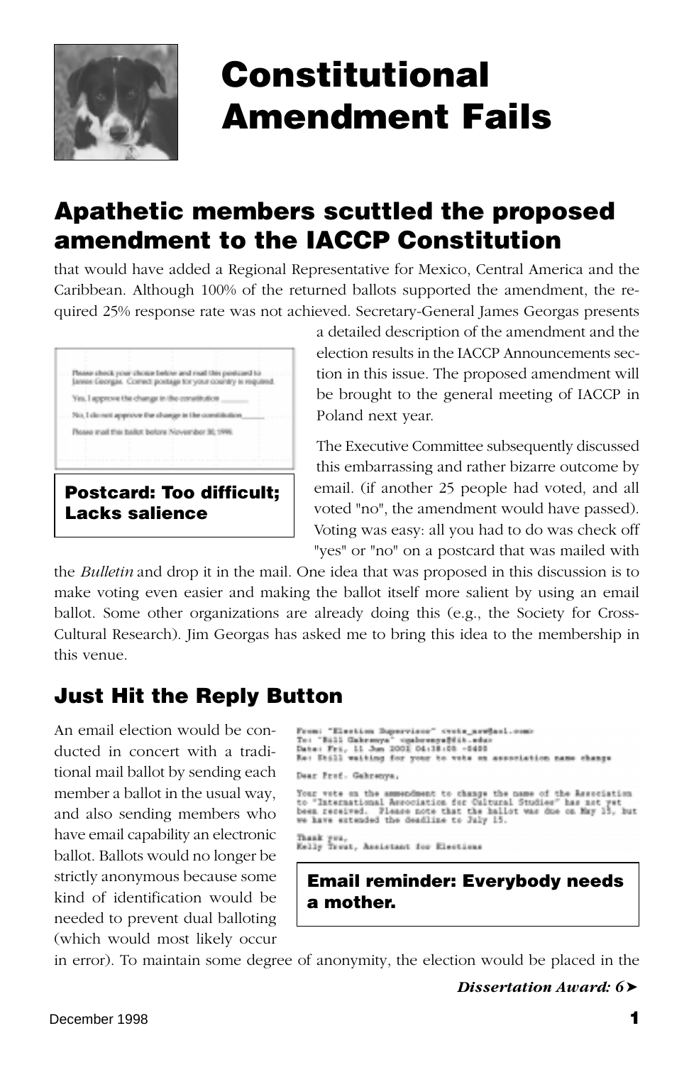# Constitutional Amendment Fails

## Apathetic members scuttled the proposed amendment to the IACCP Constitution

that would have added a Regional Representative for Mexico, Central America and the Caribbean. Although 100% of the returned ballots supported the amendment, the required 25% response rate was not achieved. Secretary-General James Georgas presents a detailed description of the amendment and the election results in the IACCP Announcements section in this issue. The proposed amendment will be brought to the general meeting of IACCP in Poland next year.

**Postcard: Too difficult; Lacks salience**

The Executive Committee subsequently discussed this embarrassing and rather bizarre outcome by email. (if another 25 people had voted, and all voted "no", the amendment would have passed). Voting was easy: all you had to do was check off "yes" or "no" on a postcard that was mailed with the *Bulletin* and drop it in the mail. One idea that was proposed in this discussion is to make voting even easier and making the ballot itself more salient by using an email ballot. Some other organizations are already doing this (e.g., the Society for Cross-Cultural Research). Jim Georgas has asked me to bring this idea to the membership in this venue.

### Just Hit the Reply Button

An email election would be conducted in concert with a traditional mail ballot by sending each member a ballot in the usual way, and also sending members who have email capability an electronic ballot. Ballots would no longer be strictly anonymous because some kind of identification would be needed to prevent dual balloting (which would most likely occur in error). To maintain some degree of anonymity, the election would be placed in the

**Email reminder: Everybody needs a mother.**

*Dissertation Award: 6➤*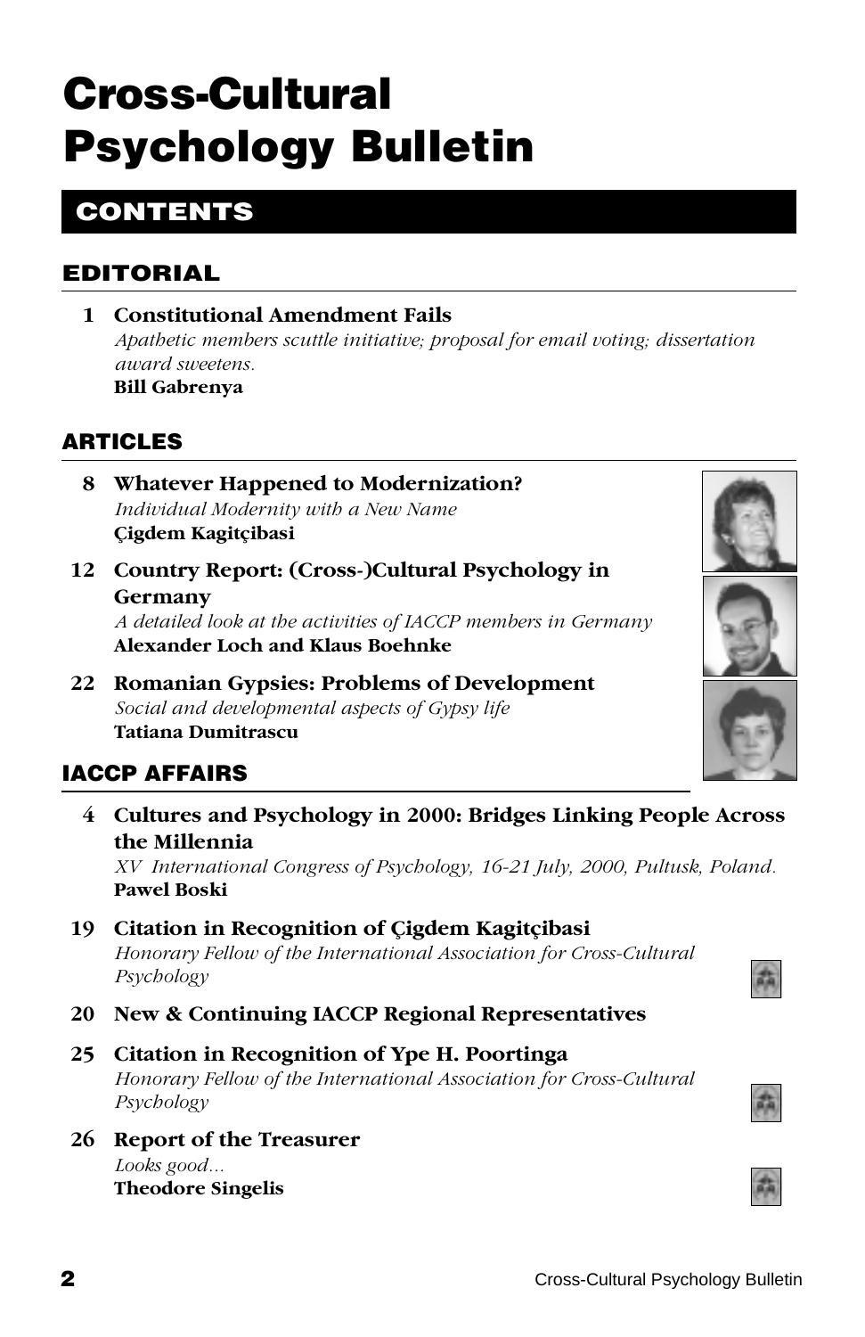# Cross-Cultural Psychology Bulletin

## CONTENTS

### EDITORIAL

**1 Constitutional Amendment Fails**
*Apathetic members scuttle initiative; proposal for email voting; dissertation award sweetens.*
**Bill Gabrenya**

### ARTICLES

**8 Whatever Happened to Modernization?**
*Individual Modernity with a New Name*
**Çigdem Kagitçibasi**

**12 Country Report: (Cross-)Cultural Psychology in Germany**
*A detailed look at the activities of IACCP members in Germany*
**Alexander Loch and Klaus Boehnke**

**22 Romanian Gypsies: Problems of Development**
*Social and developmental aspects of Gypsy life*
**Tatiana Dumitrascu**

### IACCP AFFAIRS

**4 Cultures and Psychology in 2000: Bridges Linking People Across the Millennia**
*XV International Congress of Psychology, 16-21 July, 2000, Pultusk, Poland.*
**Pawel Boski**

**19 Citation in Recognition of Çigdem Kagitçibasi**
*Honorary Fellow of the International Association for Cross-Cultural Psychology*

**20 New & Continuing IACCP Regional Representatives**

**25 Citation in Recognition of Ype H. Poortinga**
*Honorary Fellow of the International Association for Cross-Cultural Psychology*

**26 Report of the Treasurer**
*Looks good...*
**Theodore Singelis**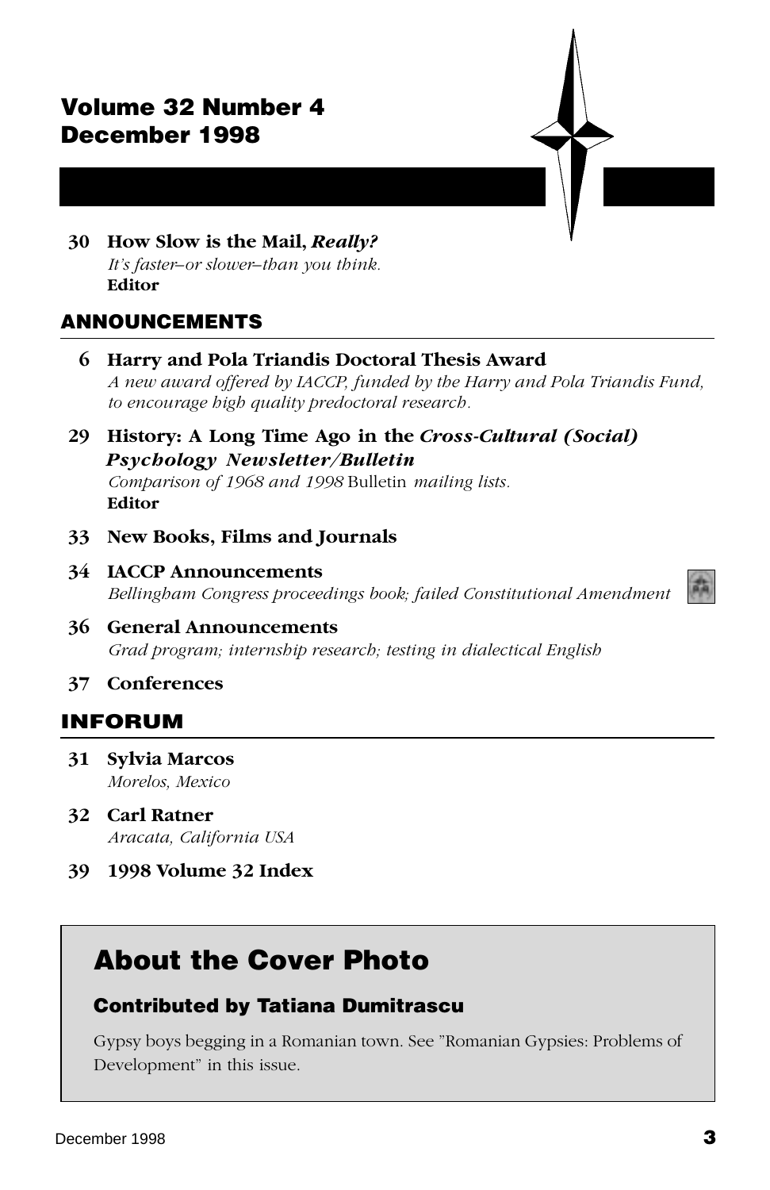## Volume 32 Number 4
## December 1998

**30 How Slow is the Mail, *Really?***
*It's faster–or slower–than you think.*
**Editor**

## ANNOUNCEMENTS

**6 Harry and Pola Triandis Doctoral Thesis Award**
*A new award offered by IACCP, funded by the Harry and Pola Triandis Fund, to encourage high quality predoctoral research.*

**29 History: A Long Time Ago in the *Cross-Cultural (Social) Psychology Newsletter/Bulletin***
*Comparison of 1968 and 1998* Bulletin *mailing lists.*
**Editor**

**33 New Books, Films and Journals**

**34 IACCP Announcements**
*Bellingham Congress proceedings book; failed Constitutional Amendment*

**36 General Announcements**
*Grad program; internship research; testing in dialectical English*

**37 Conferences**

## INFORUM

**31 Sylvia Marcos**
*Morelos, Mexico*

**32 Carl Ratner**
*Aracata, California USA*

**39 1998 Volume 32 Index**

## About the Cover Photo

### Contributed by Tatiana Dumitrascu

Gypsy boys begging in a Romanian town. See "Romanian Gypsies: Problems of Development" in this issue.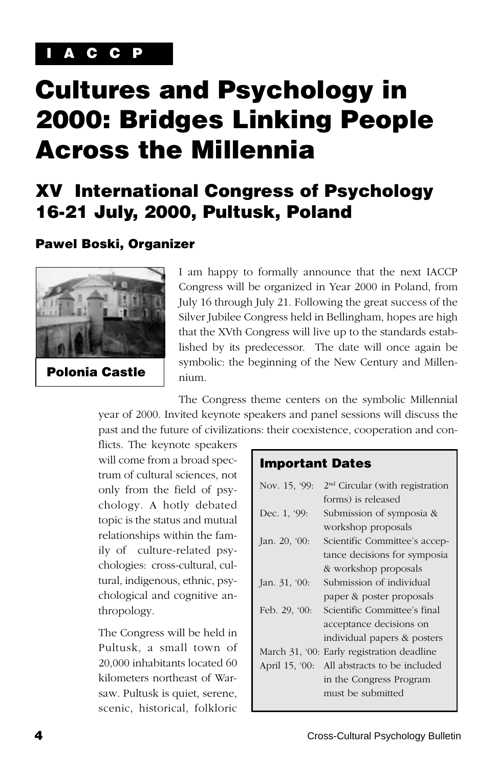**I A C C P**

# Cultures and Psychology in 2000: Bridges Linking People Across the Millennia

## XV International Congress of Psychology 16-21 July, 2000, Pultusk, Poland

### Pawel Boski, Organizer

Polonia Castle

I am happy to formally announce that the next IACCP Congress will be organized in Year 2000 in Poland, from July 16 through July 21. Following the great success of the Silver Jubilee Congress held in Bellingham, hopes are high that the XVth Congress will live up to the standards established by its predecessor. The date will once again be symbolic: the beginning of the New Century and Millennium.

The Congress theme centers on the symbolic Millennial year of 2000. Invited keynote speakers and panel sessions will discuss the past and the future of civilizations: their coexistence, cooperation and conflicts. The keynote speakers will come from a broad spectrum of cultural sciences, not only from the field of psychology. A hotly debated topic is the status and mutual relationships within the family of culture-related psychologies: cross-cultural, cultural, indigenous, ethnic, psychological and cognitive anthropology.

The Congress will be held in Pultusk, a small town of 20,000 inhabitants located 60 kilometers northeast of Warsaw. Pultusk is quiet, serene, scenic, historical, folkloric

### Important Dates

| Date | Event |
| --- | --- |
| Nov. 15, '99: | 2nd Circular (with registration forms) is released |
| Dec. 1, '99: | Submission of symposia & workshop proposals |
| Jan. 20, '00: | Scientific Committee's acceptance decisions for symposia & workshop proposals |
| Jan. 31, '00: | Submission of individual paper & poster proposals |
| Feb. 29, '00: | Scientific Committee's final acceptance decisions on individual papers & posters |
| March 31, '00: | Early registration deadline |
| April 15, '00: | All abstracts to be included in the Congress Program must be submitted |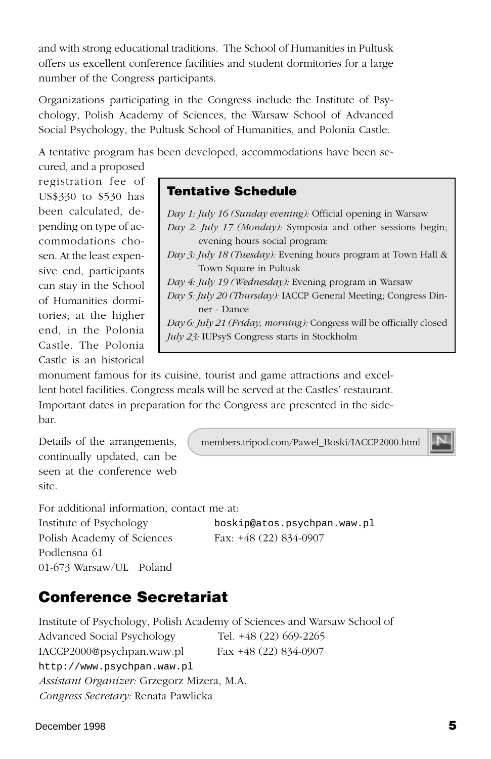and with strong educational traditions. The School of Humanities in Pultusk offers us excellent conference facilities and student dormitories for a large number of the Congress participants.

Organizations participating in the Congress include the Institute of Psychology, Polish Academy of Sciences, the Warsaw School of Advanced Social Psychology, the Pultusk School of Humanities, and Polonia Castle.

A tentative program has been developed, accommodations have been secured, and a proposed registration fee of US$330 to $530 has been calculated, depending on type of accommodations chosen. At the least expensive end, participants can stay in the School of Humanities dormitories; at the higher end, in the Polonia Castle. The Polonia Castle is an historical monument famous for its cuisine, tourist and game attractions and excellent hotel facilities. Congress meals will be served at the Castles' restaurant. Important dates in preparation for the Congress are presented in the sidebar.

### Tentative Schedule

*Day 1: July 16 (Sunday evening):* Official opening in Warsaw
*Day 2: July 17 (Monday):* Symposia and other sessions begin; evening hours social program:
*Day 3: July 18 (Tuesday):* Evening hours program at Town Hall & Town Square in Pultusk
*Day 4: July 19 (Wednesday):* Evening program in Warsaw
*Day 5: July 20 (Thursday):* IACCP General Meeting; Congress Dinner - Dance
*Day 6: July 21 (Friday, morning):* Congress will be officially closed
*July 23:* IUPsyS Congress starts in Stockholm

Details of the arrangements, continually updated, can be seen at the conference web site.

members.tripod.com/Pawel_Boski/IACCP2000.html

For additional information, contact me at:
Institute of Psychology
Polish Academy of Sciences
Podlensna 61
01-673 Warsaw/UL Poland

boskip@atos.psychpan.waw.pl
Fax: +48 (22) 834-0907

## Conference Secretariat

Institute of Psychology, Polish Academy of Sciences and Warsaw School of Advanced Social Psychology
Tel. +48 (22) 669-2265
IACCP2000@psychpan.waw.pl
Fax +48 (22) 834-0907
http://www.psychpan.waw.pl
*Assistant Organizer:* Grzegorz Mizera, M.A.
*Congress Secretary:* Renata Pawlicka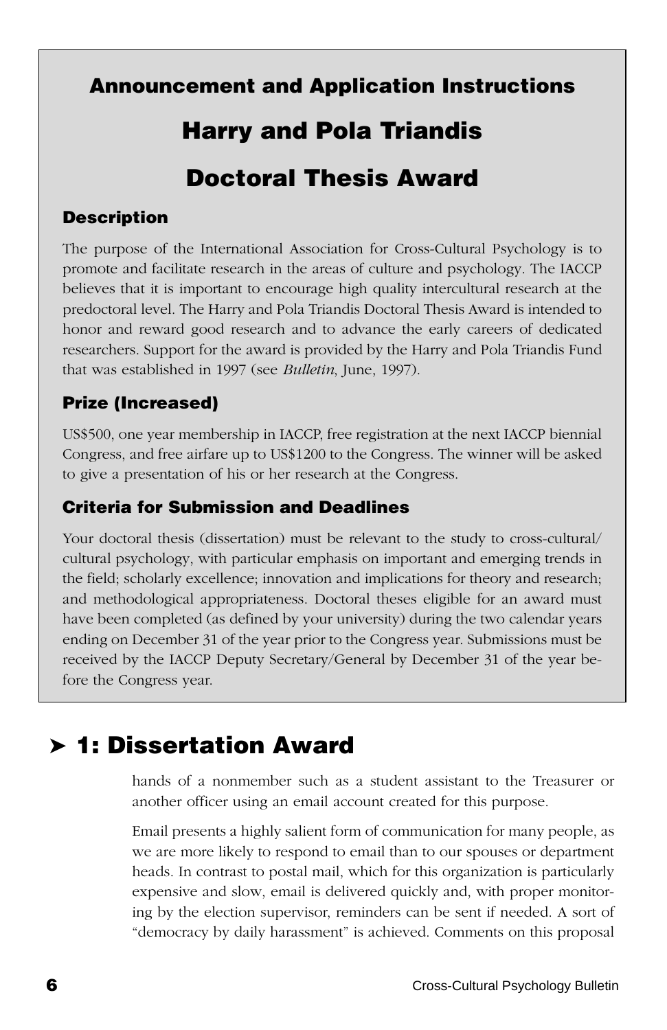## Announcement and Application Instructions

# Harry and Pola Triandis

# Doctoral Thesis Award

### Description

The purpose of the International Association for Cross-Cultural Psychology is to promote and facilitate research in the areas of culture and psychology. The IACCP believes that it is important to encourage high quality intercultural research at the predoctoral level. The Harry and Pola Triandis Doctoral Thesis Award is intended to honor and reward good research and to advance the early careers of dedicated researchers. Support for the award is provided by the Harry and Pola Triandis Fund that was established in 1997 (see *Bulletin*, June, 1997).

### Prize (Increased)

US$500, one year membership in IACCP, free registration at the next IACCP biennial Congress, and free airfare up to US$1200 to the Congress. The winner will be asked to give a presentation of his or her research at the Congress.

### Criteria for Submission and Deadlines

Your doctoral thesis (dissertation) must be relevant to the study to cross-cultural/cultural psychology, with particular emphasis on important and emerging trends in the field; scholarly excellence; innovation and implications for theory and research; and methodological appropriateness. Doctoral theses eligible for an award must have been completed (as defined by your university) during the two calendar years ending on December 31 of the year prior to the Congress year. Submissions must be received by the IACCP Deputy Secretary/General by December 31 of the year before the Congress year.

## ➤ 1: Dissertation Award

hands of a nonmember such as a student assistant to the Treasurer or another officer using an email account created for this purpose.

Email presents a highly salient form of communication for many people, as we are more likely to respond to email than to our spouses or department heads. In contrast to postal mail, which for this organization is particularly expensive and slow, email is delivered quickly and, with proper monitoring by the election supervisor, reminders can be sent if needed. A sort of "democracy by daily harassment" is achieved. Comments on this proposal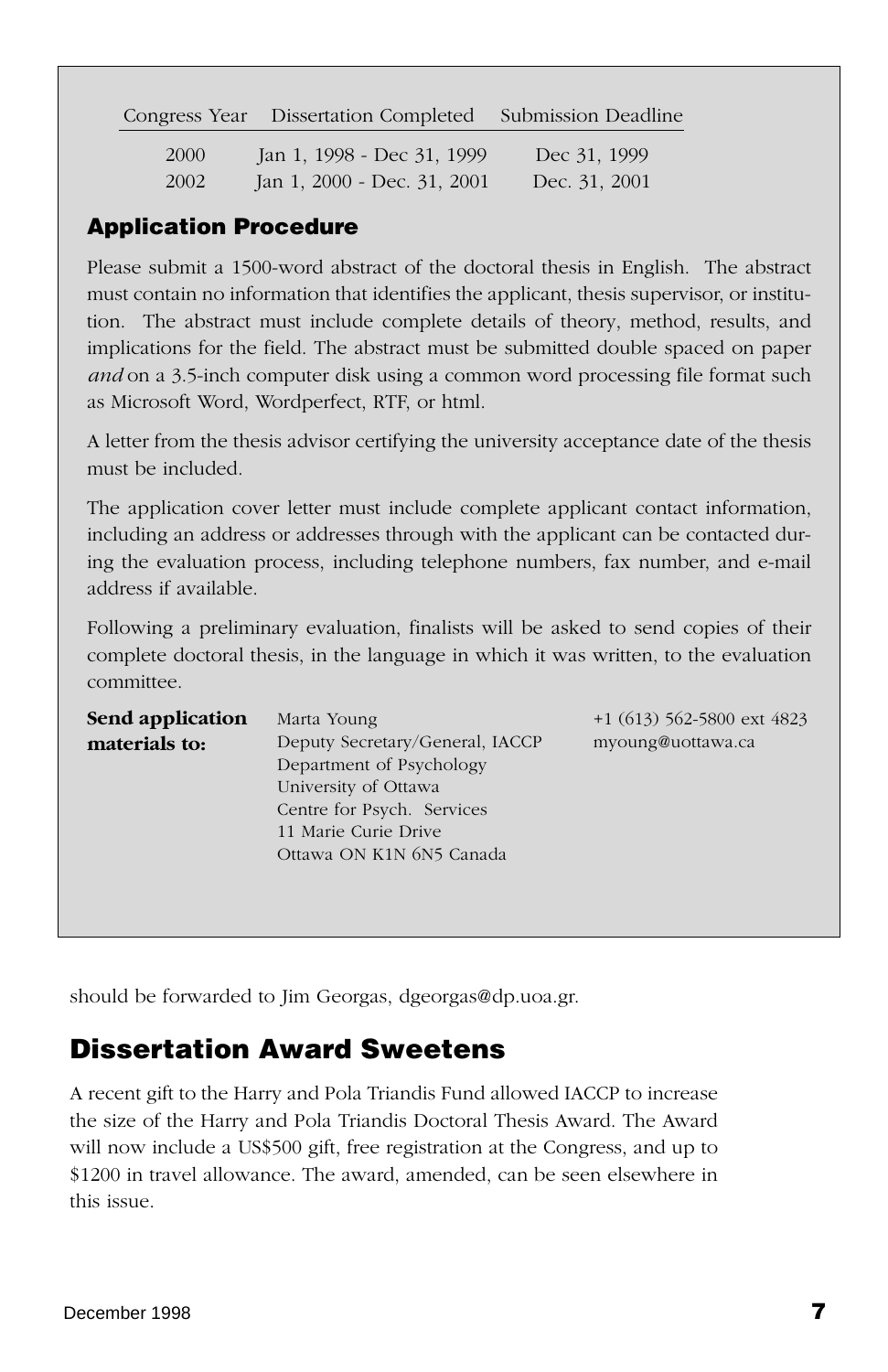| Congress Year | Dissertation Completed | Submission Deadline |
| --- | --- | --- |
| 2000 | Jan 1, 1998 - Dec 31, 1999 | Dec 31, 1999 |
| 2002 | Jan 1, 2000 - Dec. 31, 2001 | Dec. 31, 2001 |

## Application Procedure

Please submit a 1500-word abstract of the doctoral thesis in English. The abstract must contain no information that identifies the applicant, thesis supervisor, or institution. The abstract must include complete details of theory, method, results, and implications for the field. The abstract must be submitted double spaced on paper *and* on a 3.5-inch computer disk using a common word processing file format such as Microsoft Word, Wordperfect, RTF, or html.

A letter from the thesis advisor certifying the university acceptance date of the thesis must be included.

The application cover letter must include complete applicant contact information, including an address or addresses through with the applicant can be contacted during the evaluation process, including telephone numbers, fax number, and e-mail address if available.

Following a preliminary evaluation, finalists will be asked to send copies of their complete doctoral thesis, in the language in which it was written, to the evaluation committee.

**Send application materials to:**

Marta Young
Deputy Secretary/General, IACCP
Department of Psychology
University of Ottawa
Centre for Psych. Services
11 Marie Curie Drive
Ottawa ON K1N 6N5 Canada

+1 (613) 562-5800 ext 4823
myoung@uottawa.ca

should be forwarded to Jim Georgas, dgeorgas@dp.uoa.gr.

## Dissertation Award Sweetens

A recent gift to the Harry and Pola Triandis Fund allowed IACCP to increase the size of the Harry and Pola Triandis Doctoral Thesis Award. The Award will now include a US$500 gift, free registration at the Congress, and up to $1200 in travel allowance. The award, amended, can be seen elsewhere in this issue.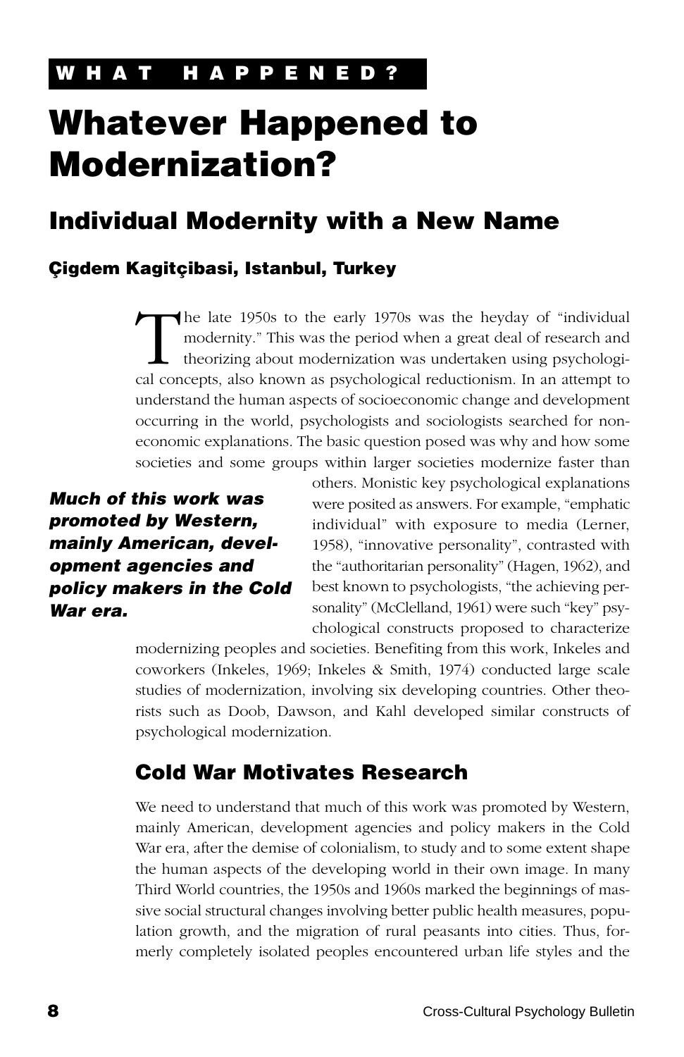WHAT HAPPENED?

# Whatever Happened to Modernization?

## Individual Modernity with a New Name

### Çigdem Kagitçibasi, Istanbul, Turkey

The late 1950s to the early 1970s was the heyday of "individual modernity." This was the period when a great deal of research and theorizing about modernization was undertaken using psychological concepts, also known as psychological reductionism. In an attempt to understand the human aspects of socioeconomic change and development occurring in the world, psychologists and sociologists searched for non-economic explanations. The basic question posed was why and how some societies and some groups within larger societies modernize faster than others. Monistic key psychological explanations were posited as answers. For example, "emphatic individual" with exposure to media (Lerner, 1958), "innovative personality", contrasted with the "authoritarian personality" (Hagen, 1962), and best known to psychologists, "the achieving personality" (McClelland, 1961) were such "key" psychological constructs proposed to characterize modernizing peoples and societies. Benefiting from this work, Inkeles and coworkers (Inkeles, 1969; Inkeles & Smith, 1974) conducted large scale studies of modernization, involving six developing countries. Other theorists such as Doob, Dawson, and Kahl developed similar constructs of psychological modernization.

***Much of this work was promoted by Western, mainly American, development agencies and policy makers in the Cold War era.***

### Cold War Motivates Research

We need to understand that much of this work was promoted by Western, mainly American, development agencies and policy makers in the Cold War era, after the demise of colonialism, to study and to some extent shape the human aspects of the developing world in their own image. In many Third World countries, the 1950s and 1960s marked the beginnings of massive social structural changes involving better public health measures, population growth, and the migration of rural peasants into cities. Thus, formerly completely isolated peoples encountered urban life styles and the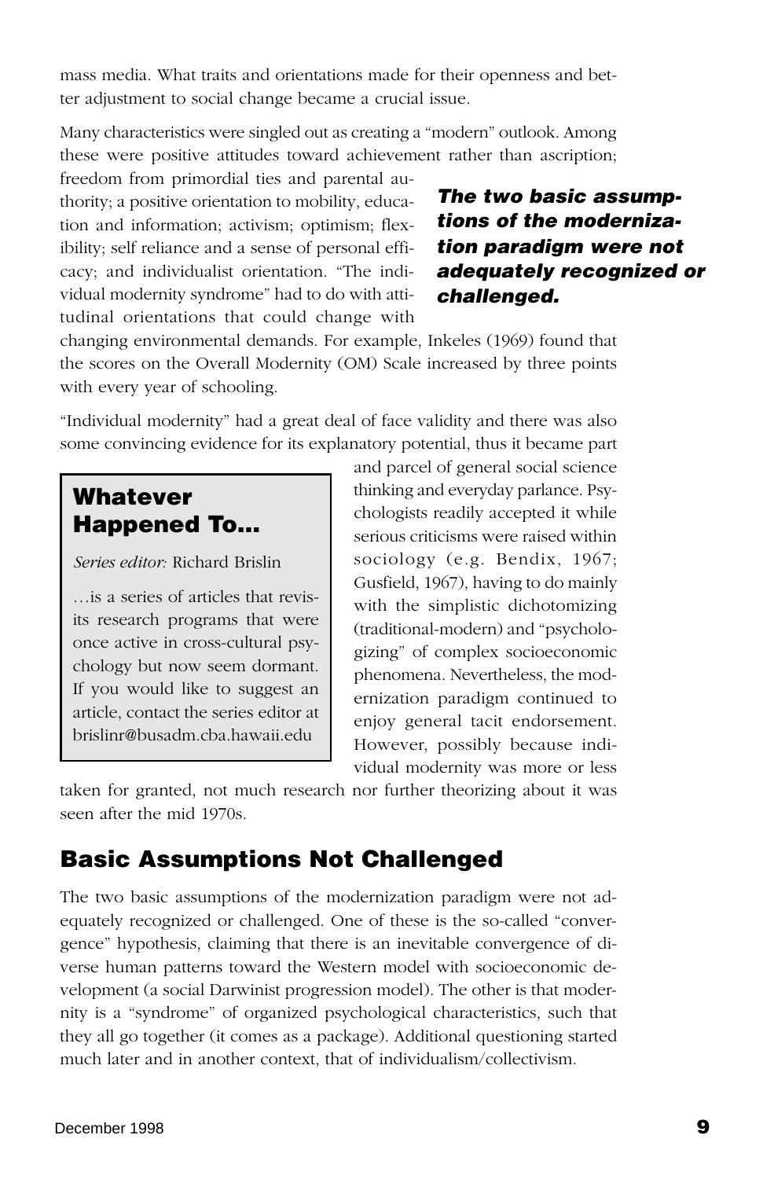mass media. What traits and orientations made for their openness and better adjustment to social change became a crucial issue.

Many characteristics were singled out as creating a "modern" outlook. Among these were positive attitudes toward achievement rather than ascription; freedom from primordial ties and parental authority; a positive orientation to mobility, education and information; activism; optimism; flexibility; self reliance and a sense of personal efficacy; and individualist orientation. "The individual modernity syndrome" had to do with attitudinal orientations that could change with changing environmental demands. For example, Inkeles (1969) found that the scores on the Overall Modernity (OM) Scale increased by three points with every year of schooling.

***The two basic assumptions of the modernization paradigm were not adequately recognized or challenged.***

"Individual modernity" had a great deal of face validity and there was also some convincing evidence for its explanatory potential, thus it became part and parcel of general social science thinking and everyday parlance. Psychologists readily accepted it while serious criticisms were raised within sociology (e.g. Bendix, 1967; Gusfield, 1967), having to do mainly with the simplistic dichotomizing (traditional-modern) and "psychologizing" of complex socioeconomic phenomena. Nevertheless, the modernization paradigm continued to enjoy general tacit endorsement. However, possibly because individual modernity was more or less taken for granted, not much research nor further theorizing about it was seen after the mid 1970s.

> **Whatever Happened To...**
>
> *Series editor:* Richard Brislin
>
> …is a series of articles that revisits research programs that were once active in cross-cultural psychology but now seem dormant. If you would like to suggest an article, contact the series editor at brislinr@busadm.cba.hawaii.edu

## Basic Assumptions Not Challenged

The two basic assumptions of the modernization paradigm were not adequately recognized or challenged. One of these is the so-called "convergence" hypothesis, claiming that there is an inevitable convergence of diverse human patterns toward the Western model with socioeconomic development (a social Darwinist progression model). The other is that modernity is a "syndrome" of organized psychological characteristics, such that they all go together (it comes as a package). Additional questioning started much later and in another context, that of individualism/collectivism.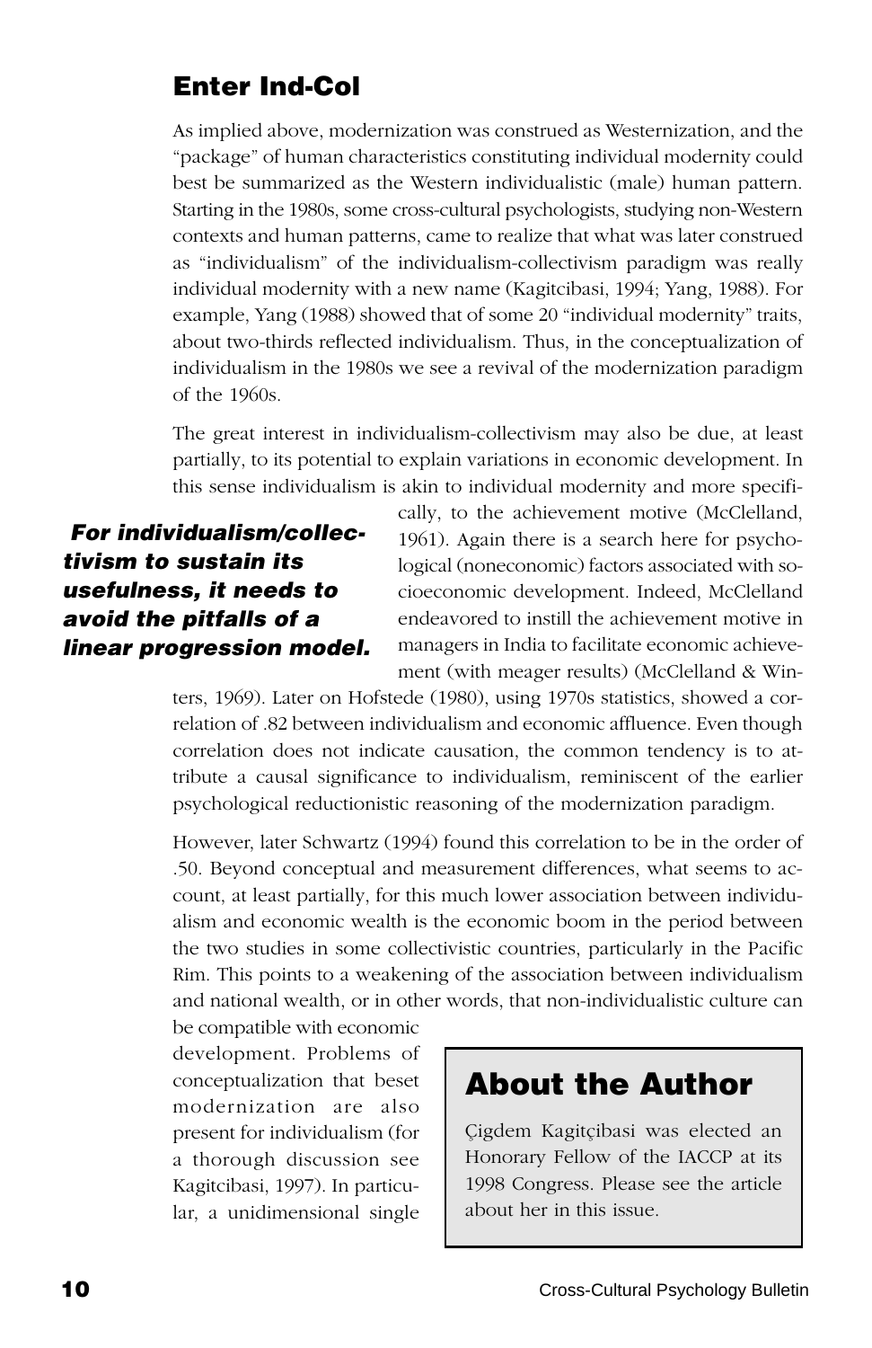## Enter Ind-Col

As implied above, modernization was construed as Westernization, and the "package" of human characteristics constituting individual modernity could best be summarized as the Western individualistic (male) human pattern. Starting in the 1980s, some cross-cultural psychologists, studying non-Western contexts and human patterns, came to realize that what was later construed as "individualism" of the individualism-collectivism paradigm was really individual modernity with a new name (Kagitcibasi, 1994; Yang, 1988). For example, Yang (1988) showed that of some 20 "individual modernity" traits, about two-thirds reflected individualism. Thus, in the conceptualization of individualism in the 1980s we see a revival of the modernization paradigm of the 1960s.

The great interest in individualism-collectivism may also be due, at least partially, to its potential to explain variations in economic development. In this sense individualism is akin to individual modernity and more specifically, to the achievement motive (McClelland, 1961). Again there is a search here for psychological (noneconomic) factors associated with socioeconomic development. Indeed, McClelland endeavored to instill the achievement motive in managers in India to facilitate economic achievement (with meager results) (McClelland & Winters, 1969). Later on Hofstede (1980), using 1970s statistics, showed a correlation of .82 between individualism and economic affluence. Even though correlation does not indicate causation, the common tendency is to attribute a causal significance to individualism, reminiscent of the earlier psychological reductionistic reasoning of the modernization paradigm.

***For individualism/collectivism to sustain its usefulness, it needs to avoid the pitfalls of a linear progression model.***

However, later Schwartz (1994) found this correlation to be in the order of .50. Beyond conceptual and measurement differences, what seems to account, at least partially, for this much lower association between individualism and economic wealth is the economic boom in the period between the two studies in some collectivistic countries, particularly in the Pacific Rim. This points to a weakening of the association between individualism and national wealth, or in other words, that non-individualistic culture can be compatible with economic development. Problems of conceptualization that beset modernization are also present for individualism (for a thorough discussion see Kagitcibasi, 1997). In particular, a unidimensional single

## About the Author

Çigdem Kagitçibasi was elected an Honorary Fellow of the IACCP at its 1998 Congress. Please see the article about her in this issue.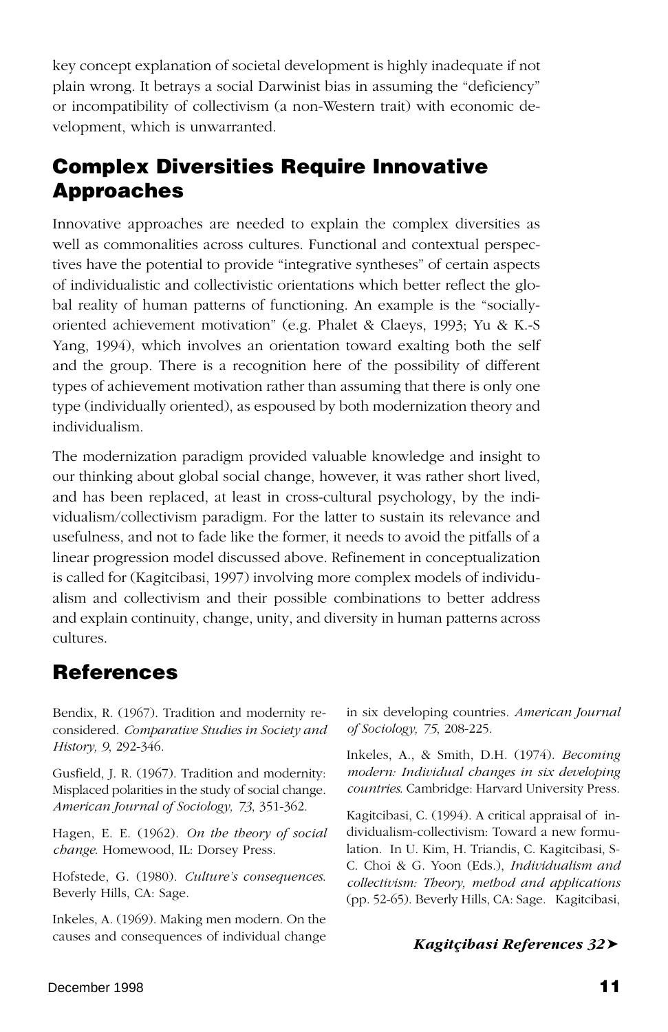key concept explanation of societal development is highly inadequate if not plain wrong. It betrays a social Darwinist bias in assuming the "deficiency" or incompatibility of collectivism (a non-Western trait) with economic development, which is unwarranted.

## Complex Diversities Require Innovative Approaches

Innovative approaches are needed to explain the complex diversities as well as commonalities across cultures. Functional and contextual perspectives have the potential to provide "integrative syntheses" of certain aspects of individualistic and collectivistic orientations which better reflect the global reality of human patterns of functioning. An example is the "socially-oriented achievement motivation" (e.g. Phalet & Claeys, 1993; Yu & K.-S Yang, 1994), which involves an orientation toward exalting both the self and the group. There is a recognition here of the possibility of different types of achievement motivation rather than assuming that there is only one type (individually oriented), as espoused by both modernization theory and individualism.

The modernization paradigm provided valuable knowledge and insight to our thinking about global social change, however, it was rather short lived, and has been replaced, at least in cross-cultural psychology, by the individualism/collectivism paradigm. For the latter to sustain its relevance and usefulness, and not to fade like the former, it needs to avoid the pitfalls of a linear progression model discussed above. Refinement in conceptualization is called for (Kagitcibasi, 1997) involving more complex models of individualism and collectivism and their possible combinations to better address and explain continuity, change, unity, and diversity in human patterns across cultures.

## References

Bendix, R. (1967). Tradition and modernity reconsidered. *Comparative Studies in Society and History, 9*, 292-346.

Gusfield, J. R. (1967). Tradition and modernity: Misplaced polarities in the study of social change. *American Journal of Sociology, 73*, 351-362.

Hagen, E. E. (1962). *On the theory of social change*. Homewood, IL: Dorsey Press.

Hofstede, G. (1980). *Culture's consequences*. Beverly Hills, CA: Sage.

Inkeles, A. (1969). Making men modern. On the causes and consequences of individual change in six developing countries. *American Journal of Sociology, 75*, 208-225.

Inkeles, A., & Smith, D.H. (1974). *Becoming modern: Individual changes in six developing countries*. Cambridge: Harvard University Press.

Kagitcibasi, C. (1994). A critical appraisal of individualism-collectivism: Toward a new formulation. In U. Kim, H. Triandis, C. Kagitcibasi, S-C. Choi & G. Yoon (Eds.), *Individualism and collectivism: Theory, method and applications* (pp. 52-65). Beverly Hills, CA: Sage. Kagitcibasi,

***Kagitçibasi References 32➤***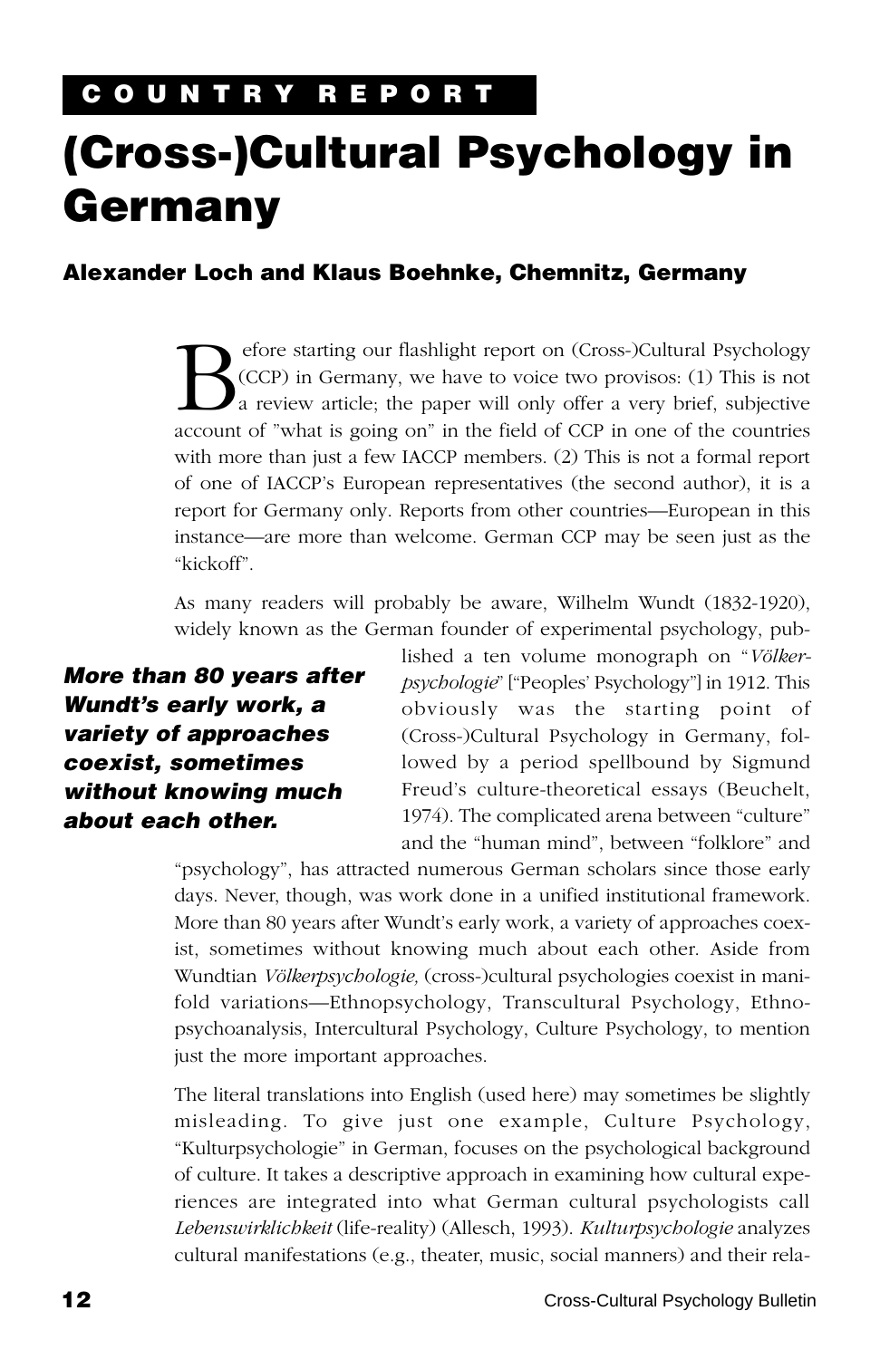COUNTRY REPORT

# (Cross-)Cultural Psychology in Germany

### Alexander Loch and Klaus Boehnke, Chemnitz, Germany

Before starting our flashlight report on (Cross-)Cultural Psychology (CCP) in Germany, we have to voice two provisos: (1) This is not a review article; the paper will only offer a very brief, subjective account of "what is going on" in the field of CCP in one of the countries with more than just a few IACCP members. (2) This is not a formal report of one of IACCP's European representatives (the second author), it is a report for Germany only. Reports from other countries—European in this instance—are more than welcome. German CCP may be seen just as the "kickoff".

As many readers will probably be aware, Wilhelm Wundt (1832-1920), widely known as the German founder of experimental psychology, published a ten volume monograph on "*Völkerpsychologie*" ["Peoples' Psychology"] in 1912. This obviously was the starting point of (Cross-)Cultural Psychology in Germany, followed by a period spellbound by Sigmund Freud's culture-theoretical essays (Beuchelt, 1974). The complicated arena between "culture" and the "human mind", between "folklore" and "psychology", has attracted numerous German scholars since those early days. Never, though, was work done in a unified institutional framework. More than 80 years after Wundt's early work, a variety of approaches coexist, sometimes without knowing much about each other. Aside from Wundtian *Völkerpsychologie,* (cross-)cultural psychologies coexist in manifold variations—Ethnopsychology, Transcultural Psychology, Ethnopsychoanalysis, Intercultural Psychology, Culture Psychology, to mention just the more important approaches.

***More than 80 years after Wundt's early work, a variety of approaches coexist, sometimes without knowing much about each other.***

The literal translations into English (used here) may sometimes be slightly misleading. To give just one example, Culture Psychology, "Kulturpsychologie" in German, focuses on the psychological background of culture. It takes a descriptive approach in examining how cultural experiences are integrated into what German cultural psychologists call *Lebenswirklichkeit* (life-reality) (Allesch, 1993). *Kulturpsychologie* analyzes cultural manifestations (e.g., theater, music, social manners) and their rela-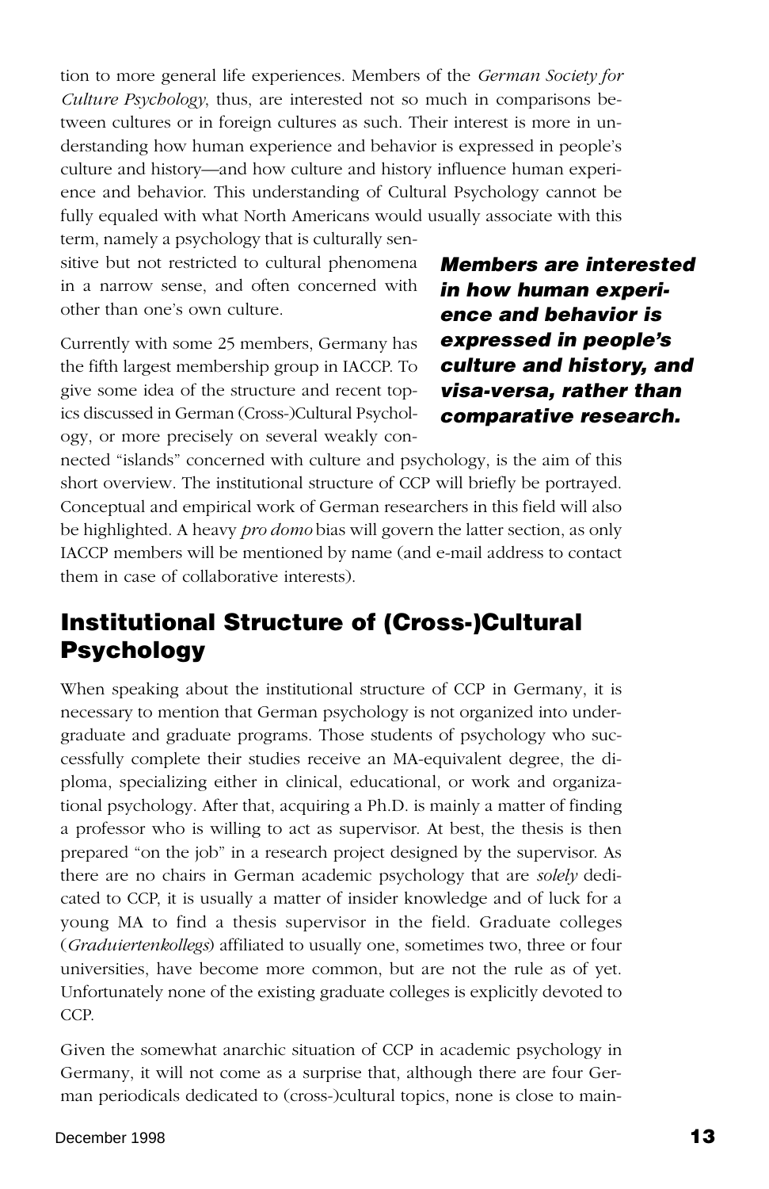tion to more general life experiences. Members of the *German Society for Culture Psychology*, thus, are interested not so much in comparisons between cultures or in foreign cultures as such. Their interest is more in understanding how human experience and behavior is expressed in people's culture and history—and how culture and history influence human experience and behavior. This understanding of Cultural Psychology cannot be fully equaled with what North Americans would usually associate with this term, namely a psychology that is culturally sensitive but not restricted to cultural phenomena in a narrow sense, and often concerned with other than one's own culture.

***Members are interested in how human experience and behavior is expressed in people's culture and history, and visa-versa, rather than comparative research.***

Currently with some 25 members, Germany has the fifth largest membership group in IACCP. To give some idea of the structure and recent topics discussed in German (Cross-)Cultural Psychology, or more precisely on several weakly connected "islands" concerned with culture and psychology, is the aim of this short overview. The institutional structure of CCP will briefly be portrayed. Conceptual and empirical work of German researchers in this field will also be highlighted. A heavy *pro domo* bias will govern the latter section, as only IACCP members will be mentioned by name (and e-mail address to contact them in case of collaborative interests).

## Institutional Structure of (Cross-)Cultural Psychology

When speaking about the institutional structure of CCP in Germany, it is necessary to mention that German psychology is not organized into undergraduate and graduate programs. Those students of psychology who successfully complete their studies receive an MA-equivalent degree, the diploma, specializing either in clinical, educational, or work and organizational psychology. After that, acquiring a Ph.D. is mainly a matter of finding a professor who is willing to act as supervisor. At best, the thesis is then prepared "on the job" in a research project designed by the supervisor. As there are no chairs in German academic psychology that are *solely* dedicated to CCP, it is usually a matter of insider knowledge and of luck for a young MA to find a thesis supervisor in the field. Graduate colleges (*Graduiertenkollegs*) affiliated to usually one, sometimes two, three or four universities, have become more common, but are not the rule as of yet. Unfortunately none of the existing graduate colleges is explicitly devoted to CCP.

Given the somewhat anarchic situation of CCP in academic psychology in Germany, it will not come as a surprise that, although there are four German periodicals dedicated to (cross-)cultural topics, none is close to main-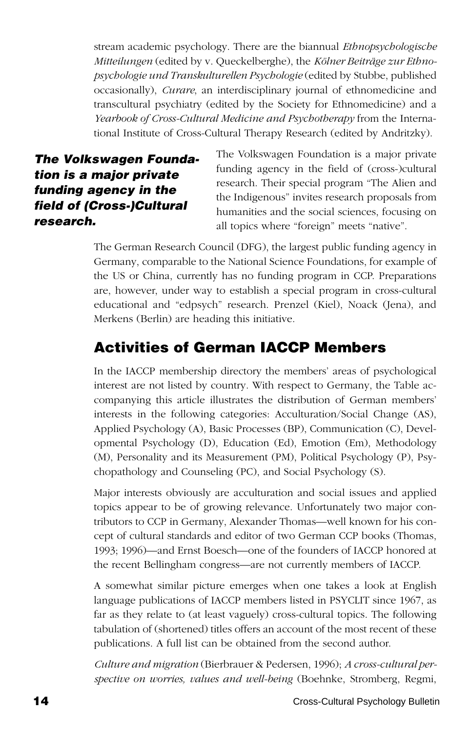stream academic psychology. There are the biannual *Ethnopsychologische Mitteilungen* (edited by v. Queckelberghe), the *Kölner Beiträge zur Ethnopsychologie und Transkulturellen Psychologie* (edited by Stubbe, published occasionally), *Curare*, an interdisciplinary journal of ethnomedicine and transcultural psychiatry (edited by the Society for Ethnomedicine) and a *Yearbook of Cross-Cultural Medicine and Psychotherapy* from the International Institute of Cross-Cultural Therapy Research (edited by Andritzky).

***The Volkswagen Foundation is a major private funding agency in the field of (Cross-)Cultural research.***

The Volkswagen Foundation is a major private funding agency in the field of (cross-)cultural research. Their special program "The Alien and the Indigenous" invites research proposals from humanities and the social sciences, focusing on all topics where "foreign" meets "native".

The German Research Council (DFG), the largest public funding agency in Germany, comparable to the National Science Foundations, for example of the US or China, currently has no funding program in CCP. Preparations are, however, under way to establish a special program in cross-cultural educational and "edpsych" research. Prenzel (Kiel), Noack (Jena), and Merkens (Berlin) are heading this initiative.

## Activities of German IACCP Members

In the IACCP membership directory the members' areas of psychological interest are not listed by country. With respect to Germany, the Table accompanying this article illustrates the distribution of German members' interests in the following categories: Acculturation/Social Change (AS), Applied Psychology (A), Basic Processes (BP), Communication (C), Developmental Psychology (D), Education (Ed), Emotion (Em), Methodology (M), Personality and its Measurement (PM), Political Psychology (P), Psychopathology and Counseling (PC), and Social Psychology (S).

Major interests obviously are acculturation and social issues and applied topics appear to be of growing relevance. Unfortunately two major contributors to CCP in Germany, Alexander Thomas—well known for his concept of cultural standards and editor of two German CCP books (Thomas, 1993; 1996)—and Ernst Boesch—one of the founders of IACCP honored at the recent Bellingham congress—are not currently members of IACCP.

A somewhat similar picture emerges when one takes a look at English language publications of IACCP members listed in PSYCLIT since 1967, as far as they relate to (at least vaguely) cross-cultural topics. The following tabulation of (shortened) titles offers an account of the most recent of these publications. A full list can be obtained from the second author.

*Culture and migration* (Bierbrauer & Pedersen, 1996); *A cross-cultural perspective on worries, values and well-being* (Boehnke, Stromberg, Regmi,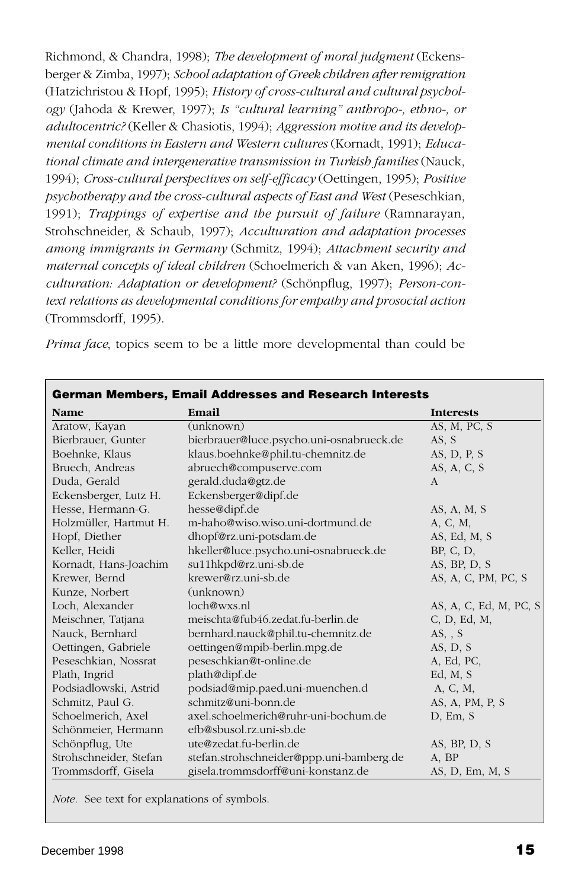Richmond, & Chandra, 1998); *The development of moral judgment* (Eckensberger & Zimba, 1997); *School adaptation of Greek children after remigration* (Hatzichristou & Hopf, 1995); *History of cross-cultural and cultural psychology* (Jahoda & Krewer, 1997); *Is "cultural learning" anthropo-, ethno-, or adultocentric?* (Keller & Chasiotis, 1994); *Aggression motive and its developmental conditions in Eastern and Western cultures* (Kornadt, 1991); *Educational climate and intergenerative transmission in Turkish families* (Nauck, 1994); *Cross-cultural perspectives on self-efficacy* (Oettingen, 1995); *Positive psychotherapy and the cross-cultural aspects of East and West* (Peseschkian, 1991); *Trappings of expertise and the pursuit of failure* (Ramnarayan, Strohschneider, & Schaub, 1997); *Acculturation and adaptation processes among immigrants in Germany* (Schmitz, 1994); *Attachment security and maternal concepts of ideal children* (Schoelmerich & van Aken, 1996); *Acculturation: Adaptation or development?* (Schönpflug, 1997); *Person-context relations as developmental conditions for empathy and prosocial action* (Trommsdorff, 1995).

*Prima face*, topics seem to be a little more developmental than could be

**German Members, Email Addresses and Research Interests**

| Name | Email | Interests |
|---|---|---|
| Aratow, Kayan | (unknown) | AS, M, PC, S |
| Bierbrauer, Gunter | bierbrauer@luce.psycho.uni-osnabrueck.de | AS, S |
| Boehnke, Klaus | klaus.boehnke@phil.tu-chemnitz.de | AS, D, P, S |
| Bruech, Andreas | abruech@compuserve.com | AS, A, C, S |
| Duda, Gerald | gerald.duda@gtz.de | A |
| Eckensberger, Lutz H. | Eckensberger@dipf.de | |
| Hesse, Hermann-G. | hesse@dipf.de | AS, A, M, S |
| Holzmüller, Hartmut H. | m-haho@wiso.wiso.uni-dortmund.de | A, C, M, |
| Hopf, Diether | dhopf@rz.uni-potsdam.de | AS, Ed, M, S |
| Keller, Heidi | hkeller@luce.psycho.uni-osnabrueck.de | BP, C, D, |
| Kornadt, Hans-Joachim | su11hkpd@rz.uni-sb.de | AS, BP, D, S |
| Krewer, Bernd | krewer@rz.uni-sb.de | AS, A, C, PM, PC, S |
| Kunze, Norbert | (unknown) | |
| Loch, Alexander | loch@wxs.nl | AS, A, C, Ed, M, PC, S |
| Meischner, Tatjana | meischta@fub46.zedat.fu-berlin.de | C, D, Ed, M, |
| Nauck, Bernhard | bernhard.nauck@phil.tu-chemnitz.de | AS, , S |
| Oettingen, Gabriele | oettingen@mpib-berlin.mpg.de | AS, D, S |
| Peseschkian, Nossrat | peseschkian@t-online.de | A, Ed, PC, |
| Plath, Ingrid | plath@dipf.de | Ed, M, S |
| Podsiadlowski, Astrid | podsiad@mip.paed.uni-muenchen.d | A, C, M, |
| Schmitz, Paul G. | schmitz@uni-bonn.de | AS, A, PM, P, S |
| Schoelmerich, Axel | axel.schoelmerich@ruhr-uni-bochum.de | D, Em, S |
| Schönmeier, Hermann | efb@sbusol.rz.uni-sb.de | |
| Schönpflug, Ute | ute@zedat.fu-berlin.de | AS, BP, D, S |
| Strohschneider, Stefan | stefan.strohschneider@ppp.uni-bamberg.de | A, BP |
| Trommsdorff, Gisela | gisela.trommsdorff@uni-konstanz.de | AS, D, Em, M, S |

*Note.* See text for explanations of symbols.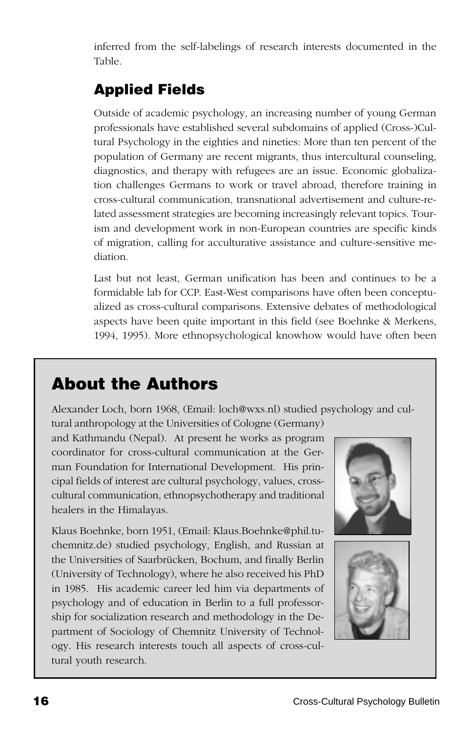inferred from the self-labelings of research interests documented in the Table.

## Applied Fields

Outside of academic psychology, an increasing number of young German professionals have established several subdomains of applied (Cross-)Cultural Psychology in the eighties and nineties: More than ten percent of the population of Germany are recent migrants, thus intercultural counseling, diagnostics, and therapy with refugees are an issue. Economic globalization challenges Germans to work or travel abroad, therefore training in cross-cultural communication, transnational advertisement and culture-related assessment strategies are becoming increasingly relevant topics. Tourism and development work in non-European countries are specific kinds of migration, calling for acculturative assistance and culture-sensitive mediation.

Last but not least, German unification has been and continues to be a formidable lab for CCP. East-West comparisons have often been conceptualized as cross-cultural comparisons. Extensive debates of methodological aspects have been quite important in this field (see Boehnke & Merkens, 1994, 1995). More ethnopsychological knowhow would have often been

## About the Authors

Alexander Loch, born 1968, (Email: loch@wxs.nl) studied psychology and cultural anthropology at the Universities of Cologne (Germany) and Kathmandu (Nepal). At present he works as program coordinator for cross-cultural communication at the German Foundation for International Development. His principal fields of interest are cultural psychology, values, cross-cultural communication, ethnopsychotherapy and traditional healers in the Himalayas.

Klaus Boehnke, born 1951, (Email: Klaus.Boehnke@phil.tu-chemnitz.de) studied psychology, English, and Russian at the Universities of Saarbrücken, Bochum, and finally Berlin (University of Technology), where he also received his PhD in 1985. His academic career led him via departments of psychology and of education in Berlin to a full professorship for socialization research and methodology in the Department of Sociology of Chemnitz University of Technology. His research interests touch all aspects of cross-cultural youth research.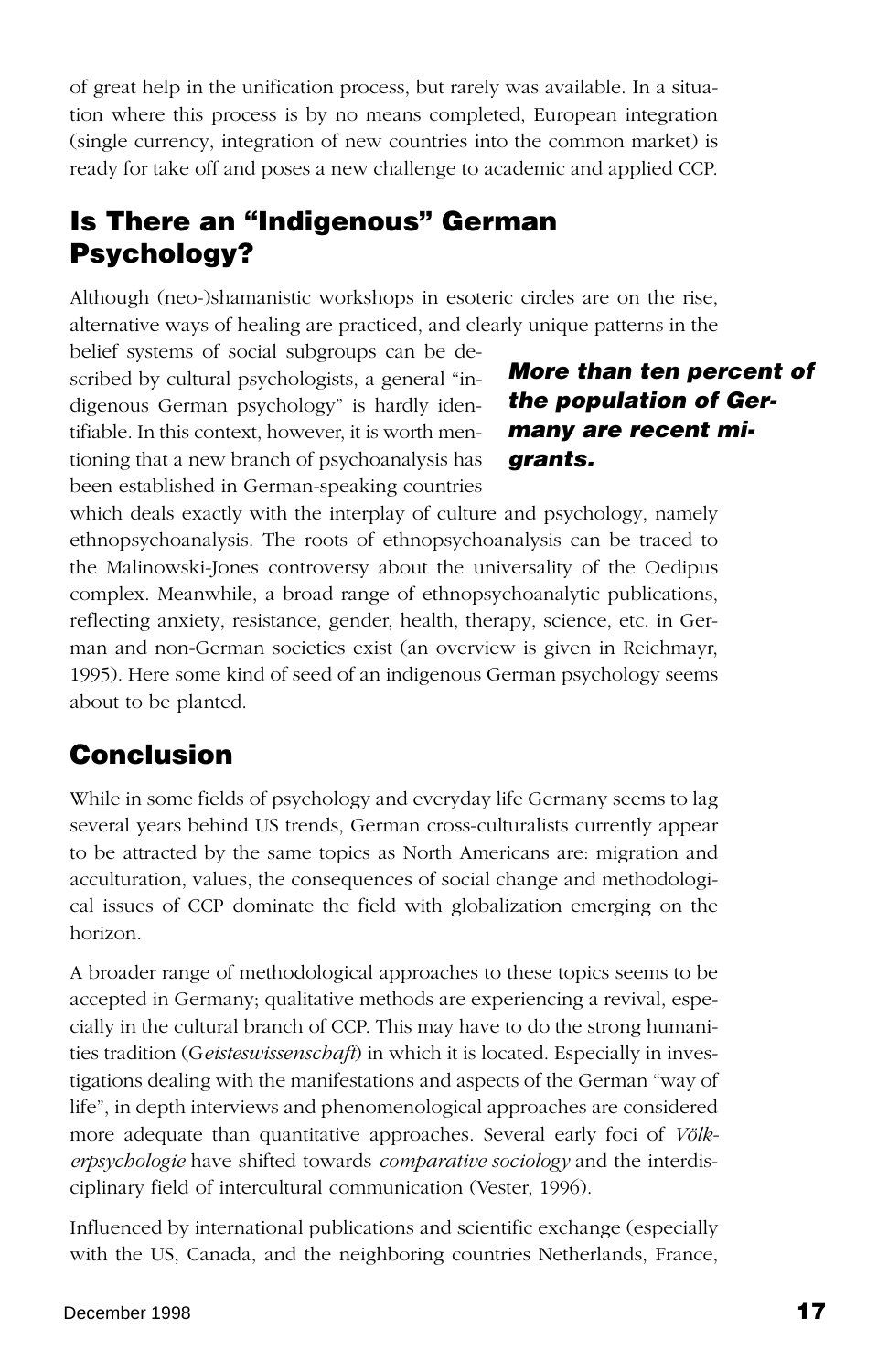of great help in the unification process, but rarely was available. In a situation where this process is by no means completed, European integration (single currency, integration of new countries into the common market) is ready for take off and poses a new challenge to academic and applied CCP.

## Is There an "Indigenous" German Psychology?

Although (neo-)shamanistic workshops in esoteric circles are on the rise, alternative ways of healing are practiced, and clearly unique patterns in the belief systems of social subgroups can be described by cultural psychologists, a general "indigenous German psychology" is hardly identifiable. In this context, however, it is worth mentioning that a new branch of psychoanalysis has been established in German-speaking countries which deals exactly with the interplay of culture and psychology, namely ethnopsychoanalysis. The roots of ethnopsychoanalysis can be traced to the Malinowski-Jones controversy about the universality of the Oedipus complex. Meanwhile, a broad range of ethnopsychoanalytic publications, reflecting anxiety, resistance, gender, health, therapy, science, etc. in German and non-German societies exist (an overview is given in Reichmayr, 1995). Here some kind of seed of an indigenous German psychology seems about to be planted.

***More than ten percent of the population of Germany are recent migrants.***

## Conclusion

While in some fields of psychology and everyday life Germany seems to lag several years behind US trends, German cross-culturalists currently appear to be attracted by the same topics as North Americans are: migration and acculturation, values, the consequences of social change and methodological issues of CCP dominate the field with globalization emerging on the horizon.

A broader range of methodological approaches to these topics seems to be accepted in Germany; qualitative methods are experiencing a revival, especially in the cultural branch of CCP. This may have to do the strong humanities tradition (*Geisteswissenschaft*) in which it is located. Especially in investigations dealing with the manifestations and aspects of the German "way of life", in depth interviews and phenomenological approaches are considered more adequate than quantitative approaches. Several early foci of *Völkerpsychologie* have shifted towards *comparative sociology* and the interdisciplinary field of intercultural communication (Vester, 1996).

Influenced by international publications and scientific exchange (especially with the US, Canada, and the neighboring countries Netherlands, France,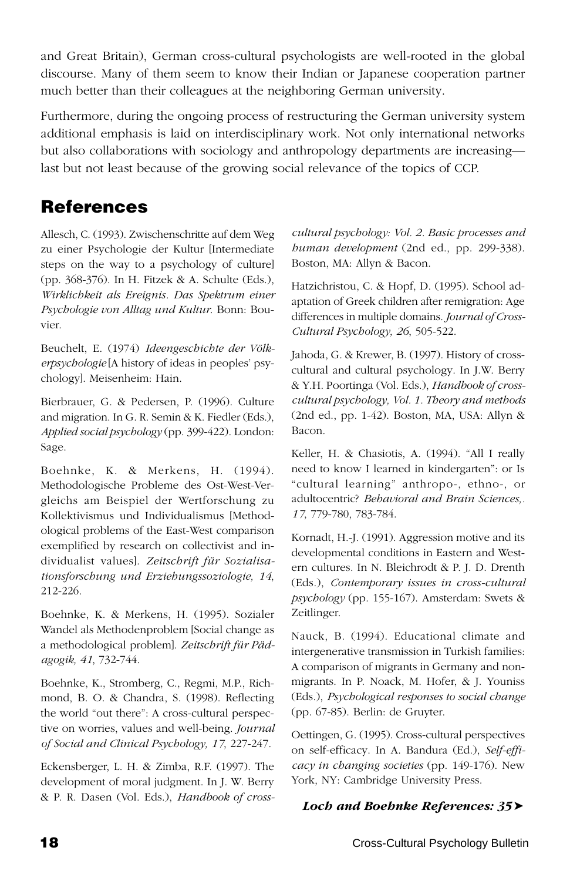and Great Britain), German cross-cultural psychologists are well-rooted in the global discourse. Many of them seem to know their Indian or Japanese cooperation partner much better than their colleagues at the neighboring German university.

Furthermore, during the ongoing process of restructuring the German university system additional emphasis is laid on interdisciplinary work. Not only international networks but also collaborations with sociology and anthropology departments are increasing—last but not least because of the growing social relevance of the topics of CCP.

## References

Allesch, C. (1993). Zwischenschritte auf dem Weg zu einer Psychologie der Kultur [Intermediate steps on the way to a psychology of culture] (pp. 368-376). In H. Fitzek & A. Schulte (Eds.), *Wirklichkeit als Ereignis. Das Spektrum einer Psychologie von Alltag und Kultur.* Bonn: Bouvier.

Beuchelt, E. (1974) *Ideengeschichte der Völkerpsychologie* [A history of ideas in peoples' psychology]. Meisenheim: Hain.

Bierbrauer, G. & Pedersen, P. (1996). Culture and migration. In G. R. Semin & K. Fiedler (Eds.), *Applied social psychology* (pp. 399-422). London: Sage.

Boehnke, K. & Merkens, H. (1994). Methodologische Probleme des Ost-West-Vergleichs am Beispiel der Wertforschung zu Kollektivismus und Individualismus [Methodological problems of the East-West comparison exemplified by research on collectivist and individualist values]. *Zeitschrift für Sozialisationsforschung und Erziehungssoziologie, 14*, 212-226.

Boehnke, K. & Merkens, H. (1995). Sozialer Wandel als Methodenproblem [Social change as a methodological problem]. *Zeitschrift für Pädagogik, 41*, 732-744.

Boehnke, K., Stromberg, C., Regmi, M.P., Richmond, B. O. & Chandra, S. (1998). Reflecting the world "out there": A cross-cultural perspective on worries, values and well-being. *Journal of Social and Clinical Psychology, 17*, 227-247.

Eckensberger, L. H. & Zimba, R.F. (1997). The development of moral judgment. In J. W. Berry & P. R. Dasen (Vol. Eds.), *Handbook of cross-cultural psychology: Vol. 2. Basic processes and human development* (2nd ed., pp. 299-338). Boston, MA: Allyn & Bacon.

Hatzichristou, C. & Hopf, D. (1995). School adaptation of Greek children after remigration: Age differences in multiple domains. *Journal of Cross-Cultural Psychology, 26*, 505-522.

Jahoda, G. & Krewer, B. (1997). History of cross-cultural and cultural psychology. In J.W. Berry & Y.H. Poortinga (Vol. Eds.), *Handbook of cross-cultural psychology, Vol. 1. Theory and methods* (2nd ed., pp. 1-42). Boston, MA, USA: Allyn & Bacon.

Keller, H. & Chasiotis, A. (1994). "All I really need to know I learned in kindergarten": or Is "cultural learning" anthropo-, ethno-, or adultocentric? *Behavioral and Brain Sciences,. 17*, 779-780, 783-784.

Kornadt, H.-J. (1991). Aggression motive and its developmental conditions in Eastern and Western cultures. In N. Bleichrodt & P. J. D. Drenth (Eds.), *Contemporary issues in cross-cultural psychology* (pp. 155-167). Amsterdam: Swets & Zeitlinger.

Nauck, B. (1994). Educational climate and intergenerative transmission in Turkish families: A comparison of migrants in Germany and non-migrants. In P. Noack, M. Hofer, & J. Youniss (Eds.), *Psychological responses to social change* (pp. 67-85). Berlin: de Gruyter.

Oettingen, G. (1995). Cross-cultural perspectives on self-efficacy. In A. Bandura (Ed.), *Self-efficacy in changing societies* (pp. 149-176). New York, NY: Cambridge University Press.

***Loch and Boehnke References: 35➤***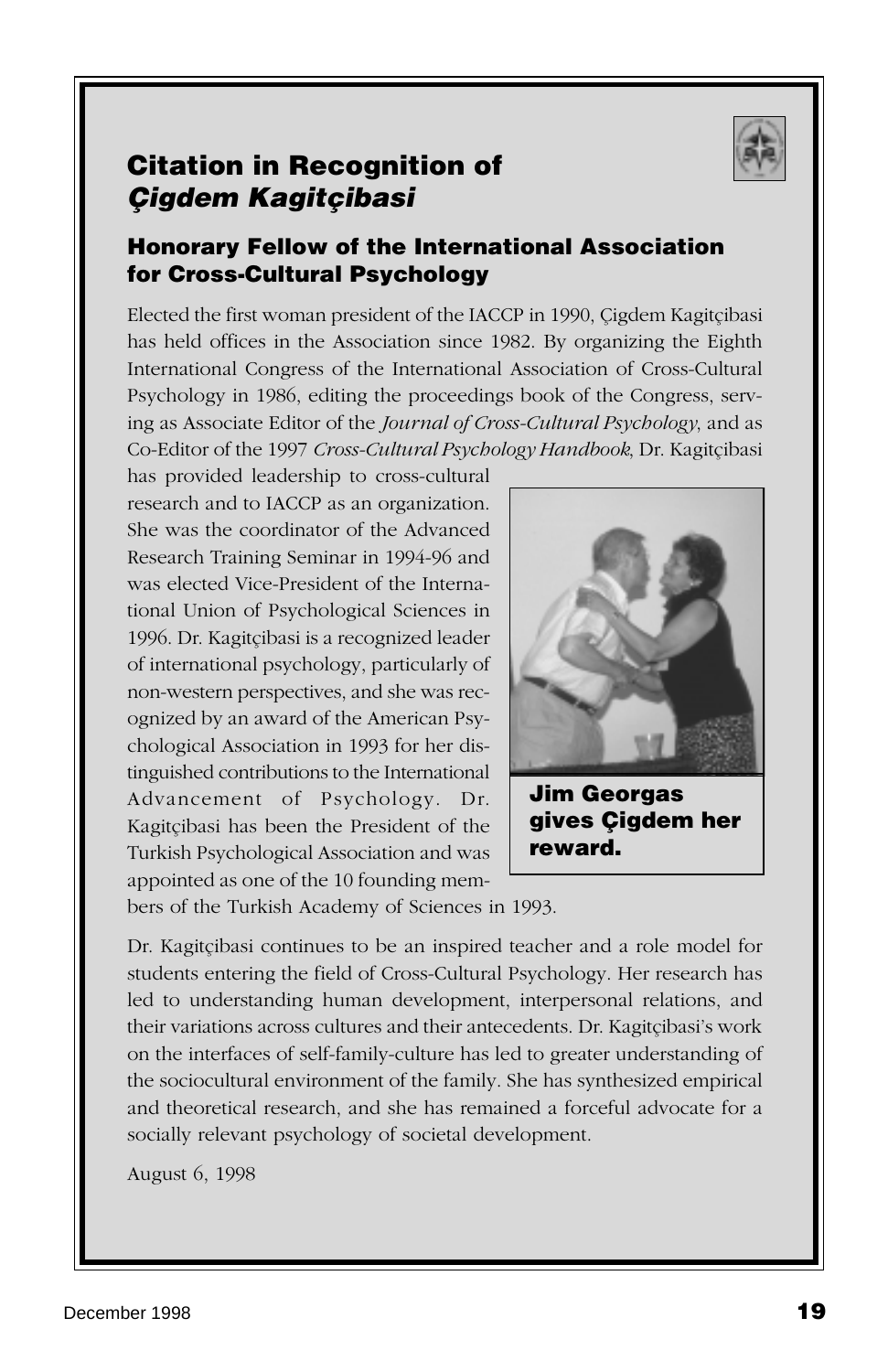## Citation in Recognition of *Çigdem Kagitçibasi*

### Honorary Fellow of the International Association for Cross-Cultural Psychology

Elected the first woman president of the IACCP in 1990, Çigdem Kagitçibasi has held offices in the Association since 1982. By organizing the Eighth International Congress of the International Association of Cross-Cultural Psychology in 1986, editing the proceedings book of the Congress, serving as Associate Editor of the *Journal of Cross-Cultural Psychology*, and as Co-Editor of the 1997 *Cross-Cultural Psychology Handbook*, Dr. Kagitçibasi has provided leadership to cross-cultural research and to IACCP as an organization. She was the coordinator of the Advanced Research Training Seminar in 1994-96 and was elected Vice-President of the International Union of Psychological Sciences in 1996. Dr. Kagitçibasi is a recognized leader of international psychology, particularly of non-western perspectives, and she was recognized by an award of the American Psychological Association in 1993 for her distinguished contributions to the International Advancement of Psychology. Dr. Kagitçibasi has been the President of the Turkish Psychological Association and was appointed as one of the 10 founding members of the Turkish Academy of Sciences in 1993.

**Jim Georgas gives Çigdem her reward.**

Dr. Kagitçibasi continues to be an inspired teacher and a role model for students entering the field of Cross-Cultural Psychology. Her research has led to understanding human development, interpersonal relations, and their variations across cultures and their antecedents. Dr. Kagitçibasi's work on the interfaces of self-family-culture has led to greater understanding of the sociocultural environment of the family. She has synthesized empirical and theoretical research, and she has remained a forceful advocate for a socially relevant psychology of societal development.

August 6, 1998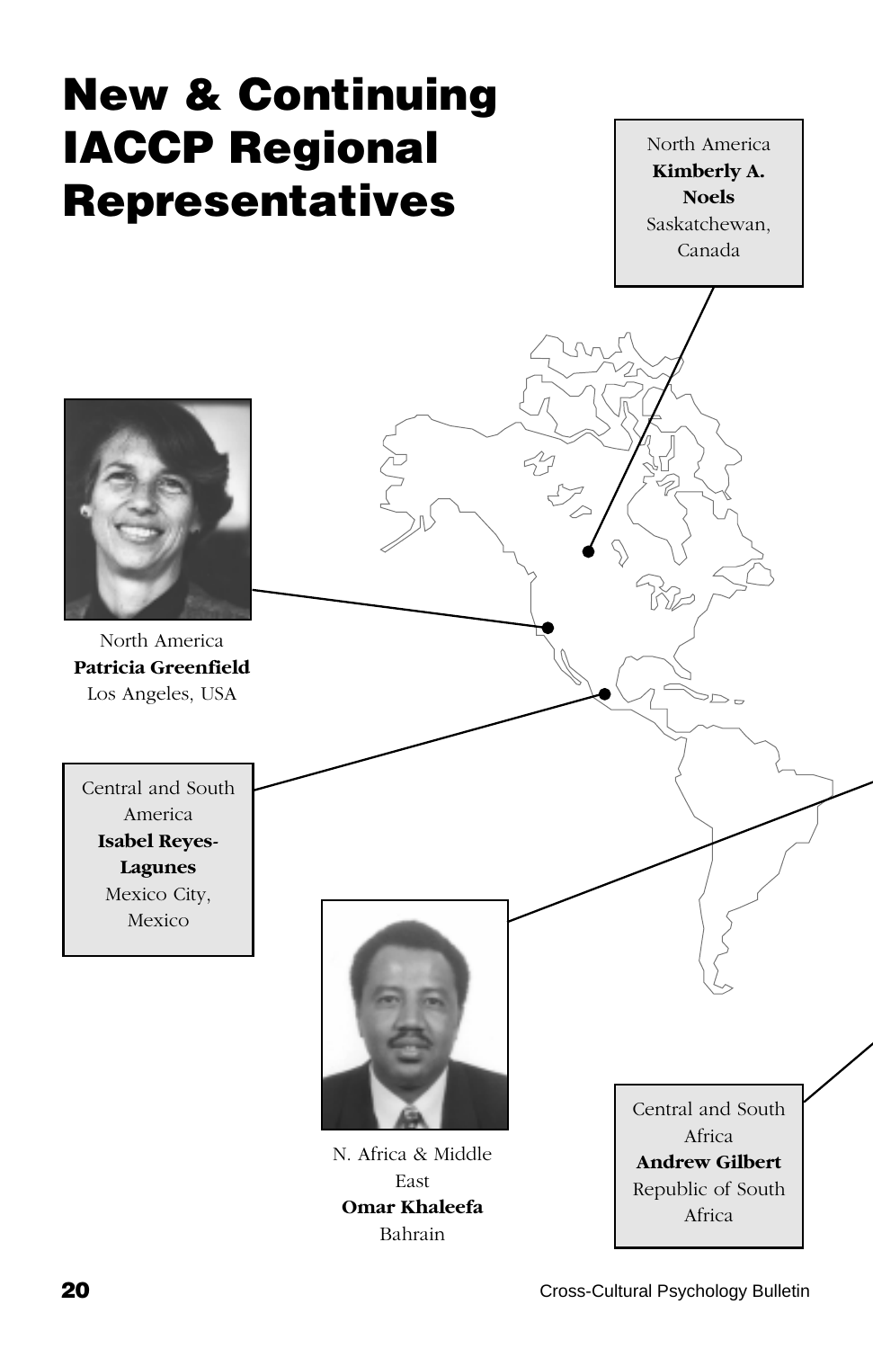# New & Continuing IACCP Regional Representatives

North America
**Kimberly A. Noels**
Saskatchewan, Canada

North America
**Patricia Greenfield**
Los Angeles, USA

Central and South America
**Isabel Reyes-Lagunes**
Mexico City, Mexico

N. Africa & Middle East
**Omar Khaleefa**
Bahrain

Central and South Africa
**Andrew Gilbert**
Republic of South Africa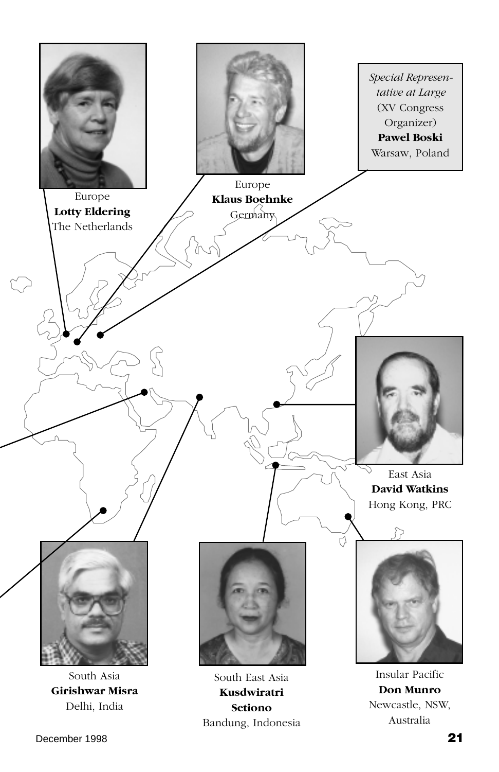Europe
**Lotty Eldering**
The Netherlands

Europe
**Klaus Boehnke**
Germany

*Special Representative at Large*
(XV Congress Organizer)
**Pawel Boski**
Warsaw, Poland

East Asia
**David Watkins**
Hong Kong, PRC

South Asia
**Girishwar Misra**
Delhi, India

South East Asia
**Kusdwiratri Setiono**
Bandung, Indonesia

Insular Pacific
**Don Munro**
Newcastle, NSW, Australia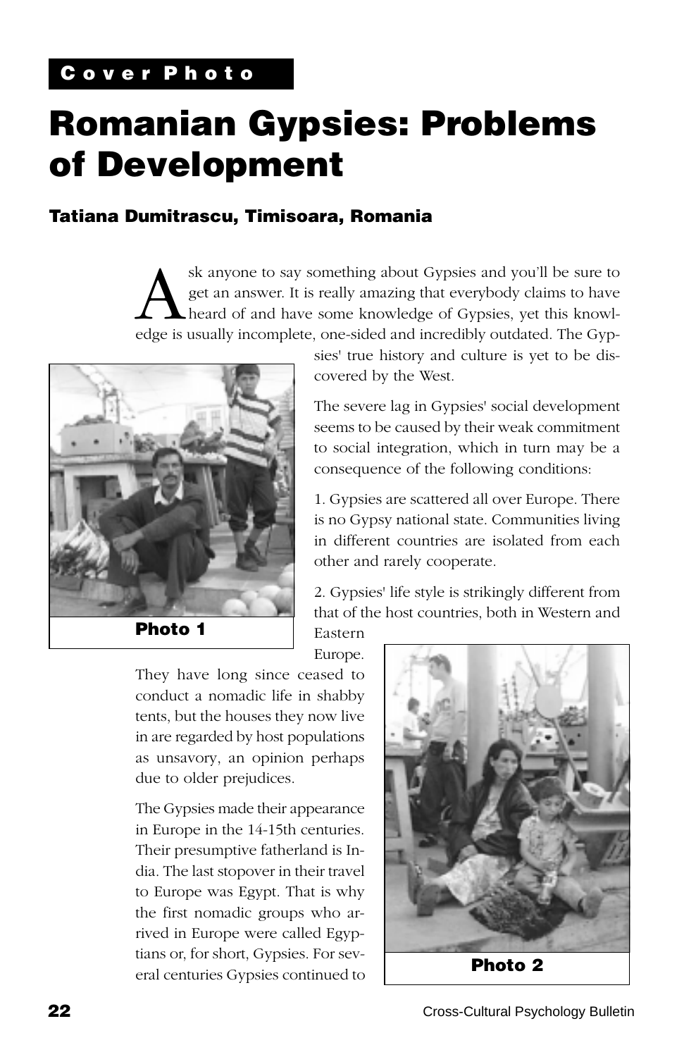Cover Photo

# Romanian Gypsies: Problems of Development

### Tatiana Dumitrascu, Timisoara, Romania

Ask anyone to say something about Gypsies and you'll be sure to get an answer. It is really amazing that everybody claims to have heard of and have some knowledge of Gypsies, yet this knowledge is usually incomplete, one-sided and incredibly outdated. The Gypsies' true history and culture is yet to be discovered by the West.

Photo 1

The severe lag in Gypsies' social development seems to be caused by their weak commitment to social integration, which in turn may be a consequence of the following conditions:

1. Gypsies are scattered all over Europe. There is no Gypsy national state. Communities living in different countries are isolated from each other and rarely cooperate.

2. Gypsies' life style is strikingly different from that of the host countries, both in Western and Eastern Europe. They have long since ceased to conduct a nomadic life in shabby tents, but the houses they now live in are regarded by host populations as unsavory, an opinion perhaps due to older prejudices.

The Gypsies made their appearance in Europe in the 14-15th centuries. Their presumptive fatherland is India. The last stopover in their travel to Europe was Egypt. That is why the first nomadic groups who arrived in Europe were called Egyptians or, for short, Gypsies. For several centuries Gypsies continued to

Photo 2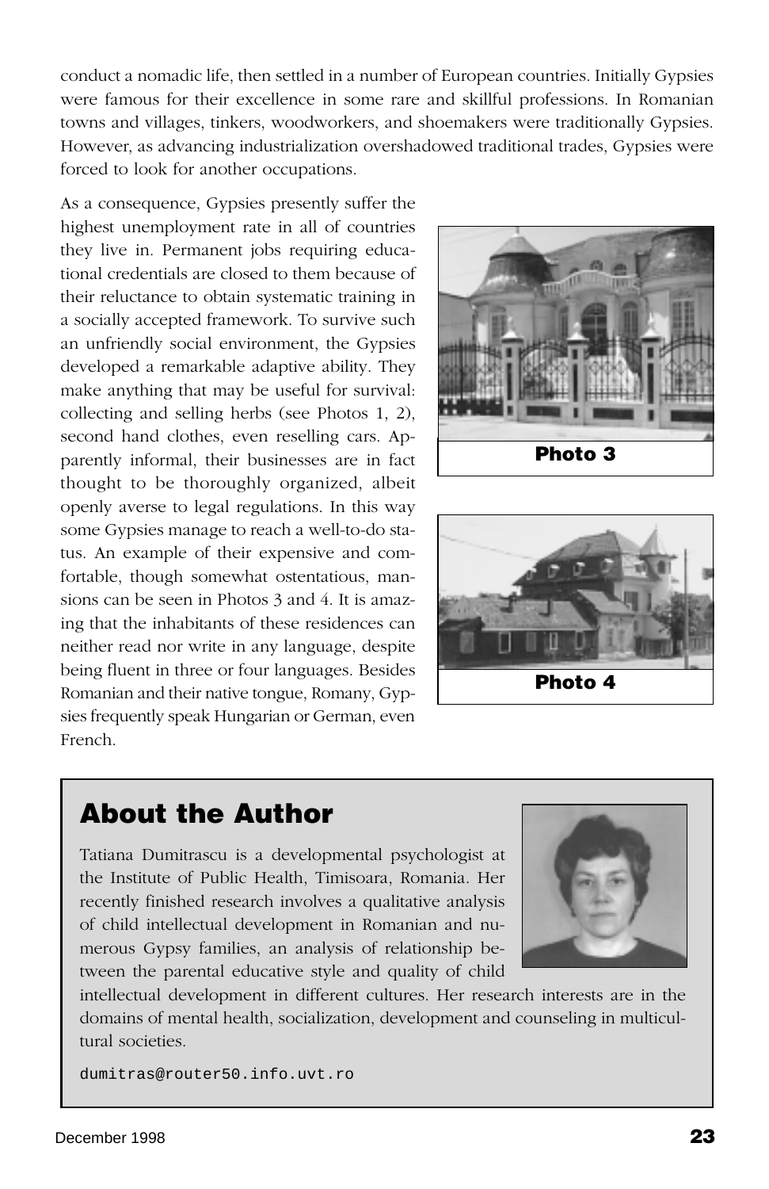conduct a nomadic life, then settled in a number of European countries. Initially Gypsies were famous for their excellence in some rare and skillful professions. In Romanian towns and villages, tinkers, woodworkers, and shoemakers were traditionally Gypsies. However, as advancing industrialization overshadowed traditional trades, Gypsies were forced to look for another occupations.

As a consequence, Gypsies presently suffer the highest unemployment rate in all of countries they live in. Permanent jobs requiring educational credentials are closed to them because of their reluctance to obtain systematic training in a socially accepted framework. To survive such an unfriendly social environment, the Gypsies developed a remarkable adaptive ability. They make anything that may be useful for survival: collecting and selling herbs (see Photos 1, 2), second hand clothes, even reselling cars. Apparently informal, their businesses are in fact thought to be thoroughly organized, albeit openly averse to legal regulations. In this way some Gypsies manage to reach a well-to-do status. An example of their expensive and comfortable, though somewhat ostentatious, mansions can be seen in Photos 3 and 4. It is amazing that the inhabitants of these residences can neither read nor write in any language, despite being fluent in three or four languages. Besides Romanian and their native tongue, Romany, Gypsies frequently speak Hungarian or German, even French.

**Photo 3**

**Photo 4**

## About the Author

Tatiana Dumitrascu is a developmental psychologist at the Institute of Public Health, Timisoara, Romania. Her recently finished research involves a qualitative analysis of child intellectual development in Romanian and numerous Gypsy families, an analysis of relationship between the parental educative style and quality of child intellectual development in different cultures. Her research interests are in the domains of mental health, socialization, development and counseling in multicultural societies.

dumitras@router50.info.uvt.ro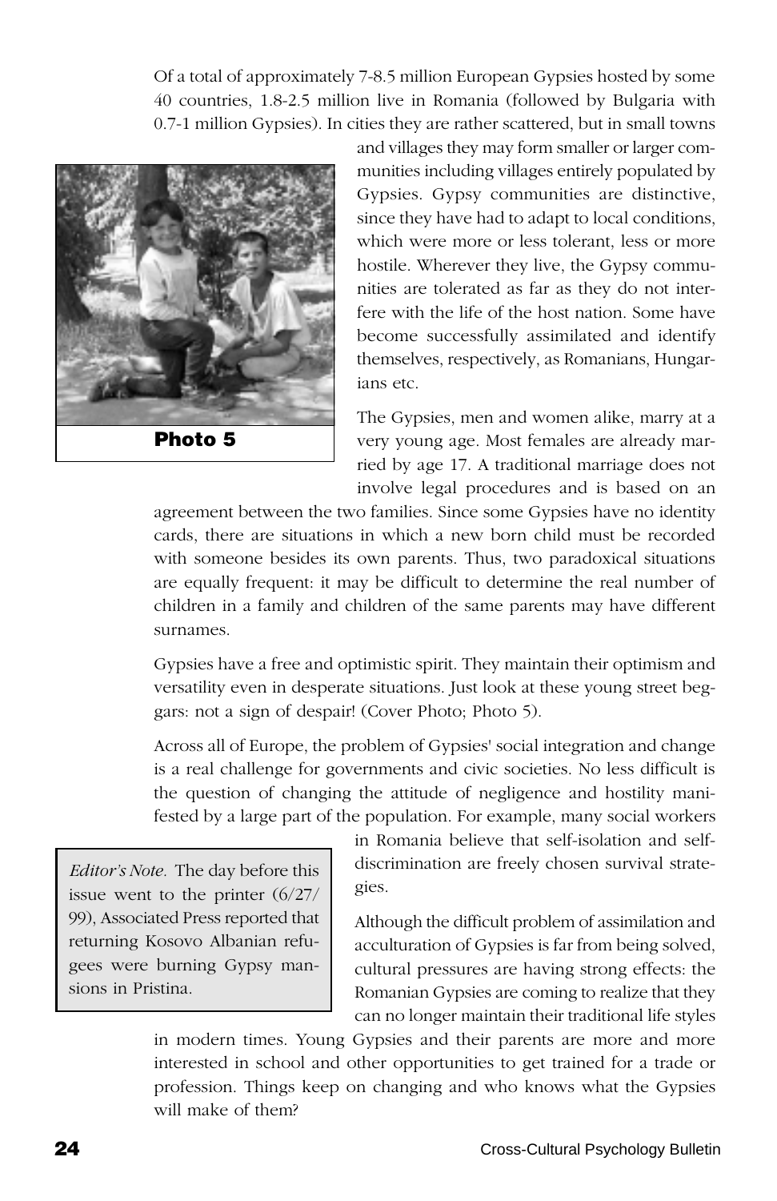Of a total of approximately 7-8.5 million European Gypsies hosted by some 40 countries, 1.8-2.5 million live in Romania (followed by Bulgaria with 0.7-1 million Gypsies). In cities they are rather scattered, but in small towns and villages they may form smaller or larger communities including villages entirely populated by Gypsies. Gypsy communities are distinctive, since they have had to adapt to local conditions, which were more or less tolerant, less or more hostile. Wherever they live, the Gypsy communities are tolerated as far as they do not interfere with the life of the host nation. Some have become successfully assimilated and identify themselves, respectively, as Romanians, Hungarians etc.

**Photo 5**

The Gypsies, men and women alike, marry at a very young age. Most females are already married by age 17. A traditional marriage does not involve legal procedures and is based on an agreement between the two families. Since some Gypsies have no identity cards, there are situations in which a new born child must be recorded with someone besides its own parents. Thus, two paradoxical situations are equally frequent: it may be difficult to determine the real number of children in a family and children of the same parents may have different surnames.

Gypsies have a free and optimistic spirit. They maintain their optimism and versatility even in desperate situations. Just look at these young street beggars: not a sign of despair! (Cover Photo; Photo 5).

Across all of Europe, the problem of Gypsies' social integration and change is a real challenge for governments and civic societies. No less difficult is the question of changing the attitude of negligence and hostility manifested by a large part of the population. For example, many social workers in Romania believe that self-isolation and self-discrimination are freely chosen survival strategies.

> *Editor's Note.* The day before this issue went to the printer (6/27/99), Associated Press reported that returning Kosovo Albanian refugees were burning Gypsy mansions in Pristina.

Although the difficult problem of assimilation and acculturation of Gypsies is far from being solved, cultural pressures are having strong effects: the Romanian Gypsies are coming to realize that they can no longer maintain their traditional life styles in modern times. Young Gypsies and their parents are more and more interested in school and other opportunities to get trained for a trade or profession. Things keep on changing and who knows what the Gypsies will make of them?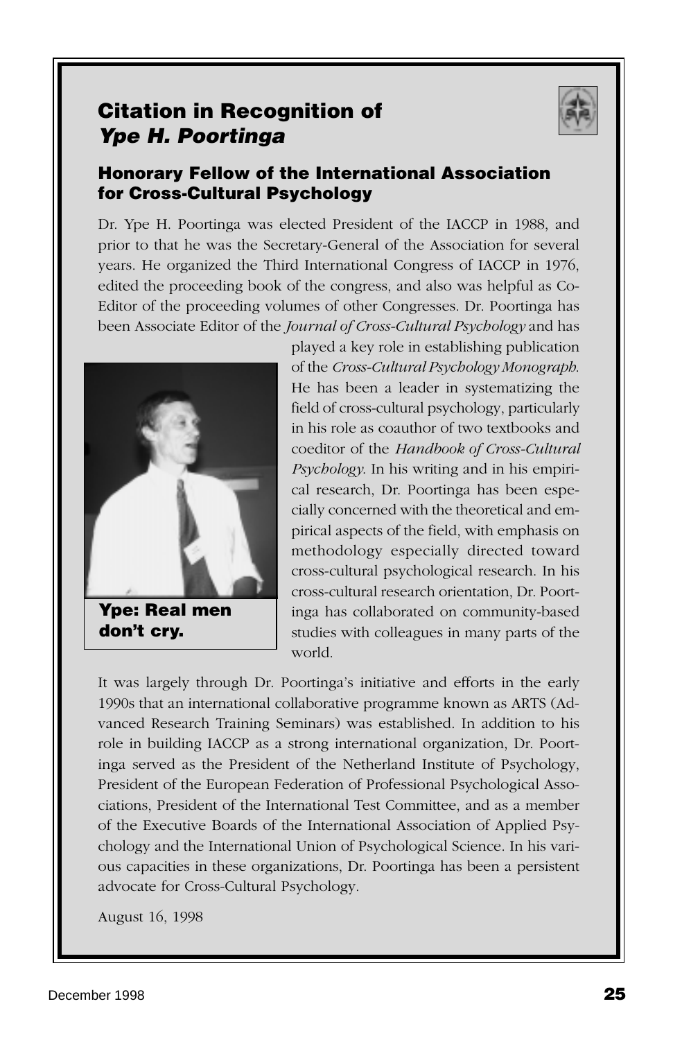## Citation in Recognition of *Ype H. Poortinga*

### Honorary Fellow of the International Association for Cross-Cultural Psychology

Dr. Ype H. Poortinga was elected President of the IACCP in 1988, and prior to that he was the Secretary-General of the Association for several years. He organized the Third International Congress of IACCP in 1976, edited the proceeding book of the congress, and also was helpful as Co-Editor of the proceeding volumes of other Congresses. Dr. Poortinga has been Associate Editor of the *Journal of Cross-Cultural Psychology* and has played a key role in establishing publication of the *Cross-Cultural Psychology Monograph*. He has been a leader in systematizing the field of cross-cultural psychology, particularly in his role as coauthor of two textbooks and coeditor of the *Handbook of Cross-Cultural Psychology*. In his writing and in his empirical research, Dr. Poortinga has been especially concerned with the theoretical and empirical aspects of the field, with emphasis on methodology especially directed toward cross-cultural psychological research. In his cross-cultural research orientation, Dr. Poortinga has collaborated on community-based studies with colleagues in many parts of the world.

**Ype: Real men don't cry.**

It was largely through Dr. Poortinga's initiative and efforts in the early 1990s that an international collaborative programme known as ARTS (Advanced Research Training Seminars) was established. In addition to his role in building IACCP as a strong international organization, Dr. Poortinga served as the President of the Netherland Institute of Psychology, President of the European Federation of Professional Psychological Associations, President of the International Test Committee, and as a member of the Executive Boards of the International Association of Applied Psychology and the International Union of Psychological Science. In his various capacities in these organizations, Dr. Poortinga has been a persistent advocate for Cross-Cultural Psychology.

August 16, 1998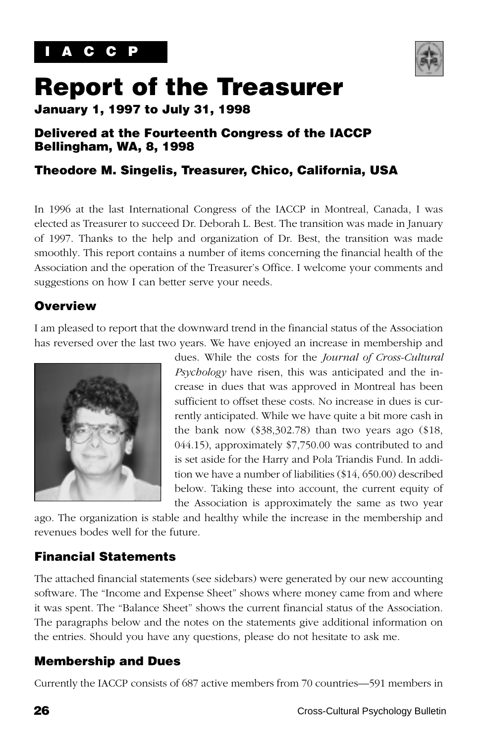I A C C P

# Report of the Treasurer

**January 1, 1997 to July 31, 1998**

**Delivered at the Fourteenth Congress of the IACCP Bellingham, WA, 8, 1998**

**Theodore M. Singelis, Treasurer, Chico, California, USA**

In 1996 at the last International Congress of the IACCP in Montreal, Canada, I was elected as Treasurer to succeed Dr. Deborah L. Best. The transition was made in January of 1997. Thanks to the help and organization of Dr. Best, the transition was made smoothly. This report contains a number of items concerning the financial health of the Association and the operation of the Treasurer's Office. I welcome your comments and suggestions on how I can better serve your needs.

## Overview

I am pleased to report that the downward trend in the financial status of the Association has reversed over the last two years. We have enjoyed an increase in membership and dues. While the costs for the *Journal of Cross-Cultural Psychology* have risen, this was anticipated and the increase in dues that was approved in Montreal has been sufficient to offset these costs. No increase in dues is currently anticipated. While we have quite a bit more cash in the bank now ($38,302.78) than two years ago ($18, 044.15), approximately $7,750.00 was contributed to and is set aside for the Harry and Pola Triandis Fund. In addition we have a number of liabilities ($14, 650.00) described below. Taking these into account, the current equity of the Association is approximately the same as two year ago. The organization is stable and healthy while the increase in the membership and revenues bodes well for the future.

## Financial Statements

The attached financial statements (see sidebars) were generated by our new accounting software. The "Income and Expense Sheet" shows where money came from and where it was spent. The "Balance Sheet" shows the current financial status of the Association. The paragraphs below and the notes on the statements give additional information on the entries. Should you have any questions, please do not hesitate to ask me.

## Membership and Dues

Currently the IACCP consists of 687 active members from 70 countries—591 members in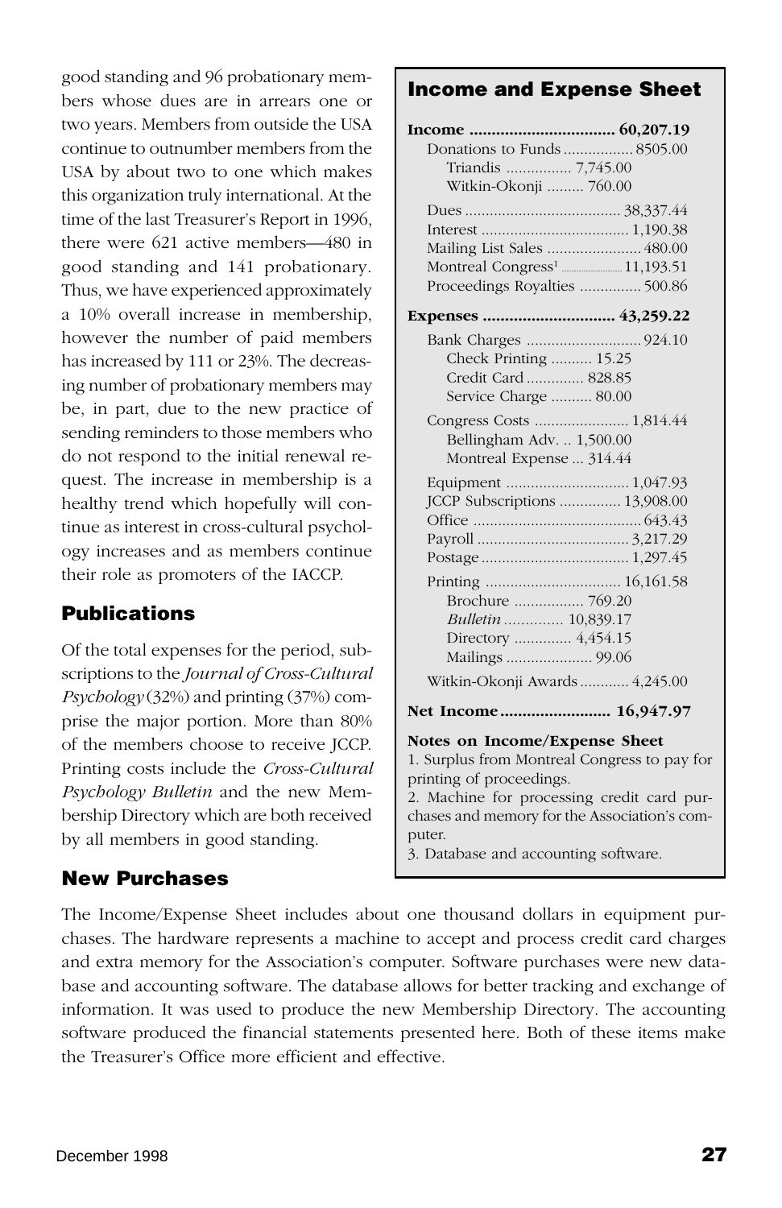good standing and 96 probationary members whose dues are in arrears one or two years. Members from outside the USA continue to outnumber members from the USA by about two to one which makes this organization truly international. At the time of the last Treasurer's Report in 1996, there were 621 active members—480 in good standing and 141 probationary. Thus, we have experienced approximately a 10% overall increase in membership, however the number of paid members has increased by 111 or 23%. The decreasing number of probationary members may be, in part, due to the new practice of sending reminders to those members who do not respond to the initial renewal request. The increase in membership is a healthy trend which hopefully will continue as interest in cross-cultural psychology increases and as members continue their role as promoters of the IACCP.

## Publications

Of the total expenses for the period, subscriptions to the *Journal of Cross-Cultural Psychology* (32%) and printing (37%) comprise the major portion. More than 80% of the members choose to receive JCCP. Printing costs include the *Cross-Cultural Psychology Bulletin* and the new Membership Directory which are both received by all members in good standing.

## Income and Expense Sheet

| Item | Sub-amount | Amount |
|---|---|---|
| **Income** | | **60,207.19** |
| Donations to Funds | | 8505.00 |
| Triandis | 7,745.00 | |
| Witkin-Okonji | 760.00 | |
| Dues | | 38,337.44 |
| Interest | | 1,190.38 |
| Mailing List Sales | | 480.00 |
| Montreal Congress[1] | | 11,193.51 |
| Proceedings Royalties | | 500.86 |
| **Expenses** | | **43,259.22** |
| Bank Charges | | 924.10 |
| Check Printing | 15.25 | |
| Credit Card | 828.85 | |
| Service Charge | 80.00 | |
| Congress Costs | | 1,814.44 |
| Bellingham Adv. | 1,500.00 | |
| Montreal Expense | 314.44 | |
| Equipment | | 1,047.93 |
| JCCP Subscriptions | | 13,908.00 |
| Office | | 643.43 |
| Payroll | | 3,217.29 |
| Postage | | 1,297.45 |
| Printing | | 16,161.58 |
| Brochure | 769.20 | |
| *Bulletin* | 10,839.17 | |
| Directory | 4,454.15 | |
| Mailings | 99.06 | |
| Witkin-Okonji Awards | | 4,245.00 |
| **Net Income** | | **16,947.97** |

**Notes on Income/Expense Sheet**

1. Surplus from Montreal Congress to pay for printing of proceedings.
2. Machine for processing credit card purchases and memory for the Association's computer.
3. Database and accounting software.

## New Purchases

The Income/Expense Sheet includes about one thousand dollars in equipment purchases. The hardware represents a machine to accept and process credit card charges and extra memory for the Association's computer. Software purchases were new database and accounting software. The database allows for better tracking and exchange of information. It was used to produce the new Membership Directory. The accounting software produced the financial statements presented here. Both of these items make the Treasurer's Office more efficient and effective.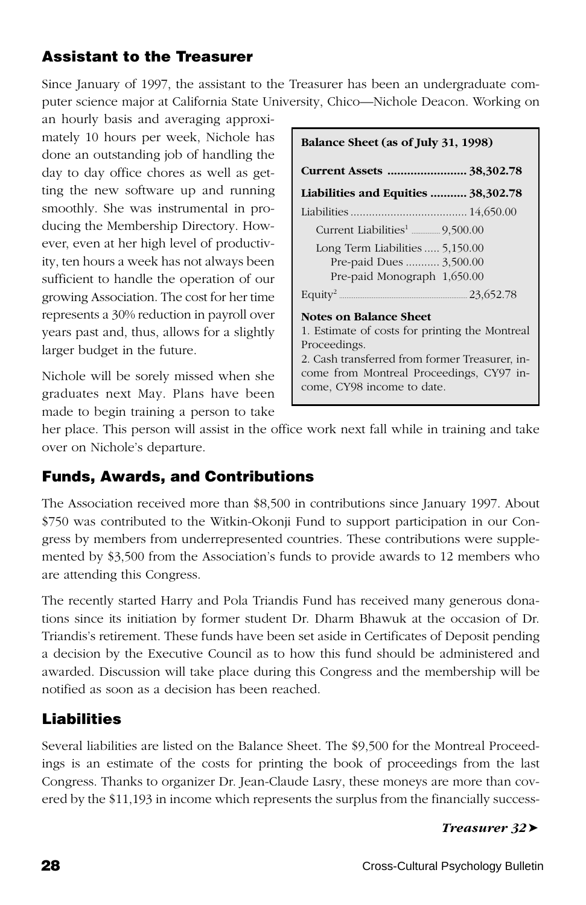## Assistant to the Treasurer

Since January of 1997, the assistant to the Treasurer has been an undergraduate computer science major at California State University, Chico—Nichole Deacon. Working on an hourly basis and averaging approximately 10 hours per week, Nichole has done an outstanding job of handling the day to day office chores as well as getting the new software up and running smoothly. She was instrumental in producing the Membership Directory. However, even at her high level of productivity, ten hours a week has not always been sufficient to handle the operation of our growing Association. The cost for her time represents a 30% reduction in payroll over years past and, thus, allows for a slightly larger budget in the future.

Nichole will be sorely missed when she graduates next May. Plans have been made to begin training a person to take her place. This person will assist in the office work next fall while in training and take over on Nichole's departure.

**Balance Sheet (as of July 31, 1998)**

| | |
|---|---|
| **Current Assets** | **38,302.78** |
| **Liabilities and Equities** | **38,302.78** |
| Liabilities | 14,650.00 |
| Current Liabilities[1] | 9,500.00 |
| Long Term Liabilities | 5,150.00 |
| Pre-paid Dues | 3,500.00 |
| Pre-paid Monograph | 1,650.00 |
| Equity[2] | 23,652.78 |

**Notes on Balance Sheet**

1. Estimate of costs for printing the Montreal Proceedings.
2. Cash transferred from former Treasurer, income from Montreal Proceedings, CY97 income, CY98 income to date.

## Funds, Awards, and Contributions

The Association received more than $8,500 in contributions since January 1997. About $750 was contributed to the Witkin-Okonji Fund to support participation in our Congress by members from underrepresented countries. These contributions were supplemented by $3,500 from the Association's funds to provide awards to 12 members who are attending this Congress.

The recently started Harry and Pola Triandis Fund has received many generous donations since its initiation by former student Dr. Dharm Bhawuk at the occasion of Dr. Triandis's retirement. These funds have been set aside in Certificates of Deposit pending a decision by the Executive Council as to how this fund should be administered and awarded. Discussion will take place during this Congress and the membership will be notified as soon as a decision has been reached.

## Liabilities

Several liabilities are listed on the Balance Sheet. The $9,500 for the Montreal Proceedings is an estimate of the costs for printing the book of proceedings from the last Congress. Thanks to organizer Dr. Jean-Claude Lasry, these moneys are more than covered by the $11,193 in income which represents the surplus from the financially success-

*Treasurer 32➤*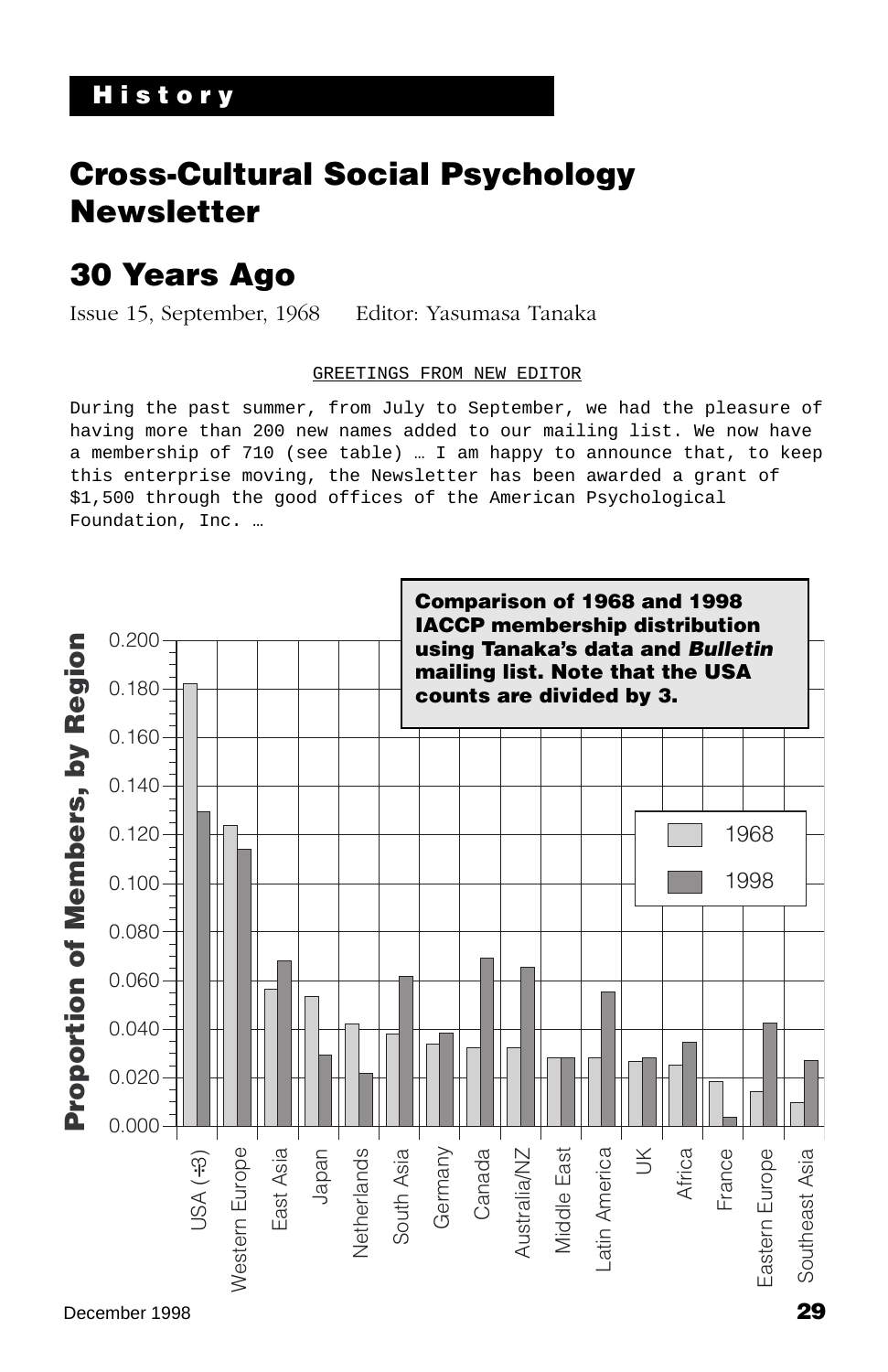**History**

# Cross-Cultural Social Psychology Newsletter

## 30 Years Ago

Issue 15, September, 1968     Editor: Yasumasa Tanaka

GREETINGS FROM NEW EDITOR

During the past summer, from July to September, we had the pleasure of having more than 200 new names added to our mailing list. We now have a membership of 710 (see table) … I am happy to announce that, to keep this enterprise moving, the Newsletter has been awarded a grant of $1,500 through the good offices of the American Psychological Foundation, Inc. …

**Comparison of 1968 and 1998 IACCP membership distribution using Tanaka's data and *Bulletin* mailing list. Note that the USA counts are divided by 3.**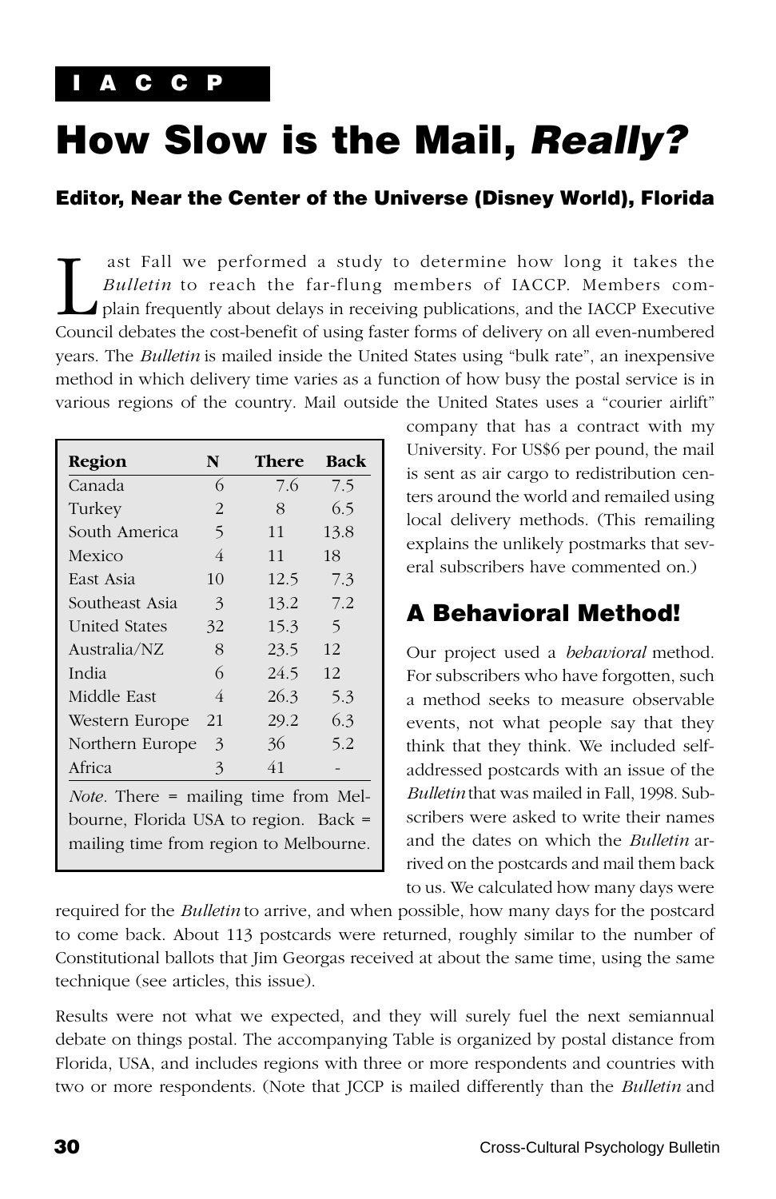I A C C P

# How Slow is the Mail, *Really?*

### Editor, Near the Center of the Universe (Disney World), Florida

Last Fall we performed a study to determine how long it takes the *Bulletin* to reach the far-flung members of IACCP. Members complain frequently about delays in receiving publications, and the IACCP Executive Council debates the cost-benefit of using faster forms of delivery on all even-numbered years. The *Bulletin* is mailed inside the United States using "bulk rate", an inexpensive method in which delivery time varies as a function of how busy the postal service is in various regions of the country. Mail outside the United States uses a "courier airlift" company that has a contract with my University. For US$6 per pound, the mail is sent as air cargo to redistribution centers around the world and remailed using local delivery methods. (This remailing explains the unlikely postmarks that several subscribers have commented on.)

| Region | N | There | Back |
|---|---|---|---|
| Canada | 6 | 7.6 | 7.5 |
| Turkey | 2 | 8 | 6.5 |
| South America | 5 | 11 | 13.8 |
| Mexico | 4 | 11 | 18 |
| East Asia | 10 | 12.5 | 7.3 |
| Southeast Asia | 3 | 13.2 | 7.2 |
| United States | 32 | 15.3 | 5 |
| Australia/NZ | 8 | 23.5 | 12 |
| India | 6 | 24.5 | 12 |
| Middle East | 4 | 26.3 | 5.3 |
| Western Europe | 21 | 29.2 | 6.3 |
| Northern Europe | 3 | 36 | 5.2 |
| Africa | 3 | 41 | - |

*Note*. There = mailing time from Melbourne, Florida USA to region. Back = mailing time from region to Melbourne.

## A Behavioral Method!

Our project used a *behavioral* method. For subscribers who have forgotten, such a method seeks to measure observable events, not what people say that they think that they think. We included self-addressed postcards with an issue of the *Bulletin* that was mailed in Fall, 1998. Subscribers were asked to write their names and the dates on which the *Bulletin* arrived on the postcards and mail them back to us. We calculated how many days were required for the *Bulletin* to arrive, and when possible, how many days for the postcard to come back. About 113 postcards were returned, roughly similar to the number of Constitutional ballots that Jim Georgas received at about the same time, using the same technique (see articles, this issue).

Results were not what we expected, and they will surely fuel the next semiannual debate on things postal. The accompanying Table is organized by postal distance from Florida, USA, and includes regions with three or more respondents and countries with two or more respondents. (Note that JCCP is mailed differently than the *Bulletin* and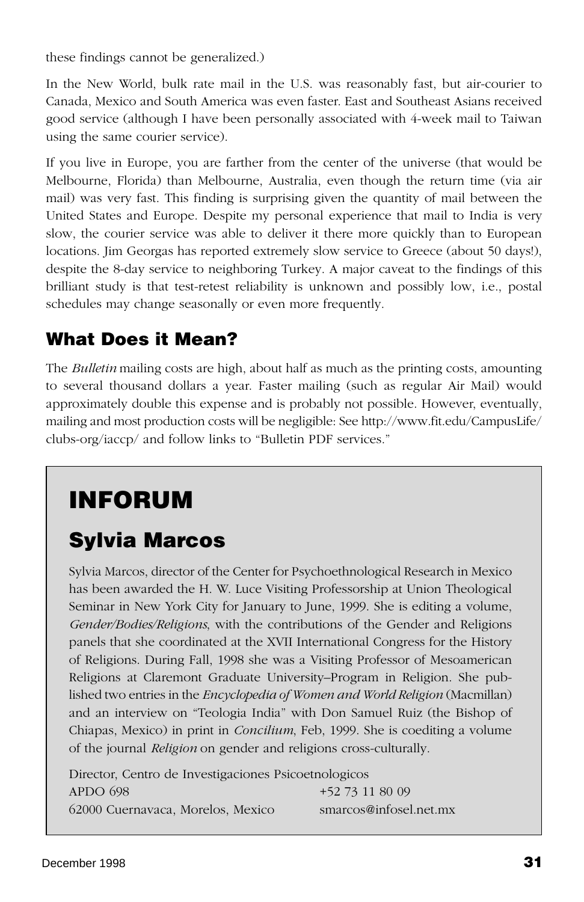these findings cannot be generalized.)

In the New World, bulk rate mail in the U.S. was reasonably fast, but air-courier to Canada, Mexico and South America was even faster. East and Southeast Asians received good service (although I have been personally associated with 4-week mail to Taiwan using the same courier service).

If you live in Europe, you are farther from the center of the universe (that would be Melbourne, Florida) than Melbourne, Australia, even though the return time (via air mail) was very fast. This finding is surprising given the quantity of mail between the United States and Europe. Despite my personal experience that mail to India is very slow, the courier service was able to deliver it there more quickly than to European locations. Jim Georgas has reported extremely slow service to Greece (about 50 days!), despite the 8-day service to neighboring Turkey. A major caveat to the findings of this brilliant study is that test-retest reliability is unknown and possibly low, i.e., postal schedules may change seasonally or even more frequently.

## What Does it Mean?

The *Bulletin* mailing costs are high, about half as much as the printing costs, amounting to several thousand dollars a year. Faster mailing (such as regular Air Mail) would approximately double this expense and is probably not possible. However, eventually, mailing and most production costs will be negligible: See http://www.fit.edu/CampusLife/clubs-org/iaccp/ and follow links to "Bulletin PDF services."

# INFORUM

## Sylvia Marcos

Sylvia Marcos, director of the Center for Psychoethnological Research in Mexico has been awarded the H. W. Luce Visiting Professorship at Union Theological Seminar in New York City for January to June, 1999. She is editing a volume, *Gender/Bodies/Religions*, with the contributions of the Gender and Religions panels that she coordinated at the XVII International Congress for the History of Religions. During Fall, 1998 she was a Visiting Professor of Mesoamerican Religions at Claremont Graduate University–Program in Religion. She published two entries in the *Encyclopedia of Women and World Religion* (Macmillan) and an interview on "Teologia India" with Don Samuel Ruiz (the Bishop of Chiapas, Mexico) in print in *Concilium*, Feb, 1999. She is coediting a volume of the journal *Religion* on gender and religions cross-culturally.

Director, Centro de Investigaciones Psicoetnologicos
APDO 698 — +52 73 11 80 09
62000 Cuernavaca, Morelos, Mexico — smarcos@infosel.net.mx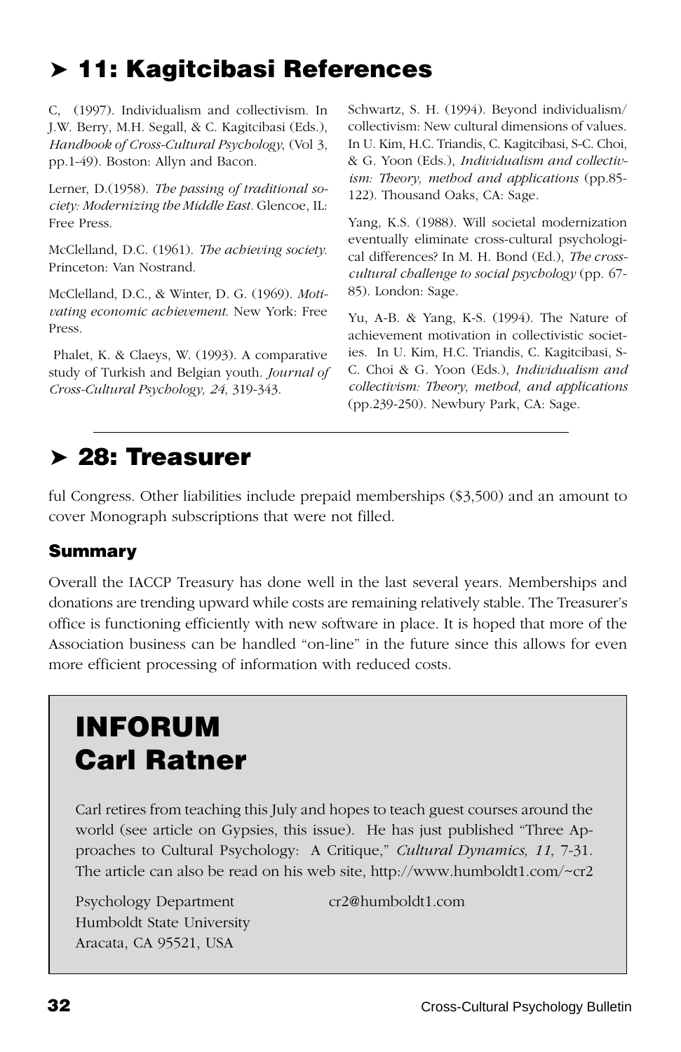## ➤ 11: Kagitcibasi References

C, (1997). Individualism and collectivism. In J.W. Berry, M.H. Segall, & C. Kagitcibasi (Eds.), *Handbook of Cross-Cultural Psychology*, (Vol 3, pp.1-49). Boston: Allyn and Bacon.

Lerner, D.(1958). *The passing of traditional society: Modernizing the Middle East*. Glencoe, IL: Free Press.

McClelland, D.C. (1961). *The achieving society.* Princeton: Van Nostrand.

McClelland, D.C., & Winter, D. G. (1969). *Motivating economic achievement.* New York: Free Press.

Phalet, K. & Claeys, W. (1993). A comparative study of Turkish and Belgian youth. *Journal of Cross-Cultural Psychology, 24*, 319-343.

Schwartz, S. H. (1994). Beyond individualism/collectivism: New cultural dimensions of values. In U. Kim, H.C. Triandis, C. Kagitcibasi, S-C. Choi, & G. Yoon (Eds.), *Individualism and collectivism: Theory, method and applications* (pp.85-122). Thousand Oaks, CA: Sage.

Yang, K.S. (1988). Will societal modernization eventually eliminate cross-cultural psychological differences? In M. H. Bond (Ed.), *The cross-cultural challenge to social psychology* (pp. 67-85). London: Sage.

Yu, A-B. & Yang, K-S. (1994). The Nature of achievement motivation in collectivistic societies. In U. Kim, H.C. Triandis, C. Kagitcibasi, S-C. Choi & G. Yoon (Eds.), *Individualism and collectivism: Theory, method, and applications* (pp.239-250). Newbury Park, CA: Sage.

## ➤ 28: Treasurer

ful Congress. Other liabilities include prepaid memberships ($3,500) and an amount to cover Monograph subscriptions that were not filled.

### Summary

Overall the IACCP Treasury has done well in the last several years. Memberships and donations are trending upward while costs are remaining relatively stable. The Treasurer's office is functioning efficiently with new software in place. It is hoped that more of the Association business can be handled "on-line" in the future since this allows for even more efficient processing of information with reduced costs.

## INFORUM
## Carl Ratner

Carl retires from teaching this July and hopes to teach guest courses around the world (see article on Gypsies, this issue). He has just published "Three Approaches to Cultural Psychology: A Critique," *Cultural Dynamics, 11*, 7-31. The article can also be read on his web site, http://www.humboldt1.com/~cr2

Psychology Department
Humboldt State University
Aracata, CA 95521, USA

cr2@humboldt1.com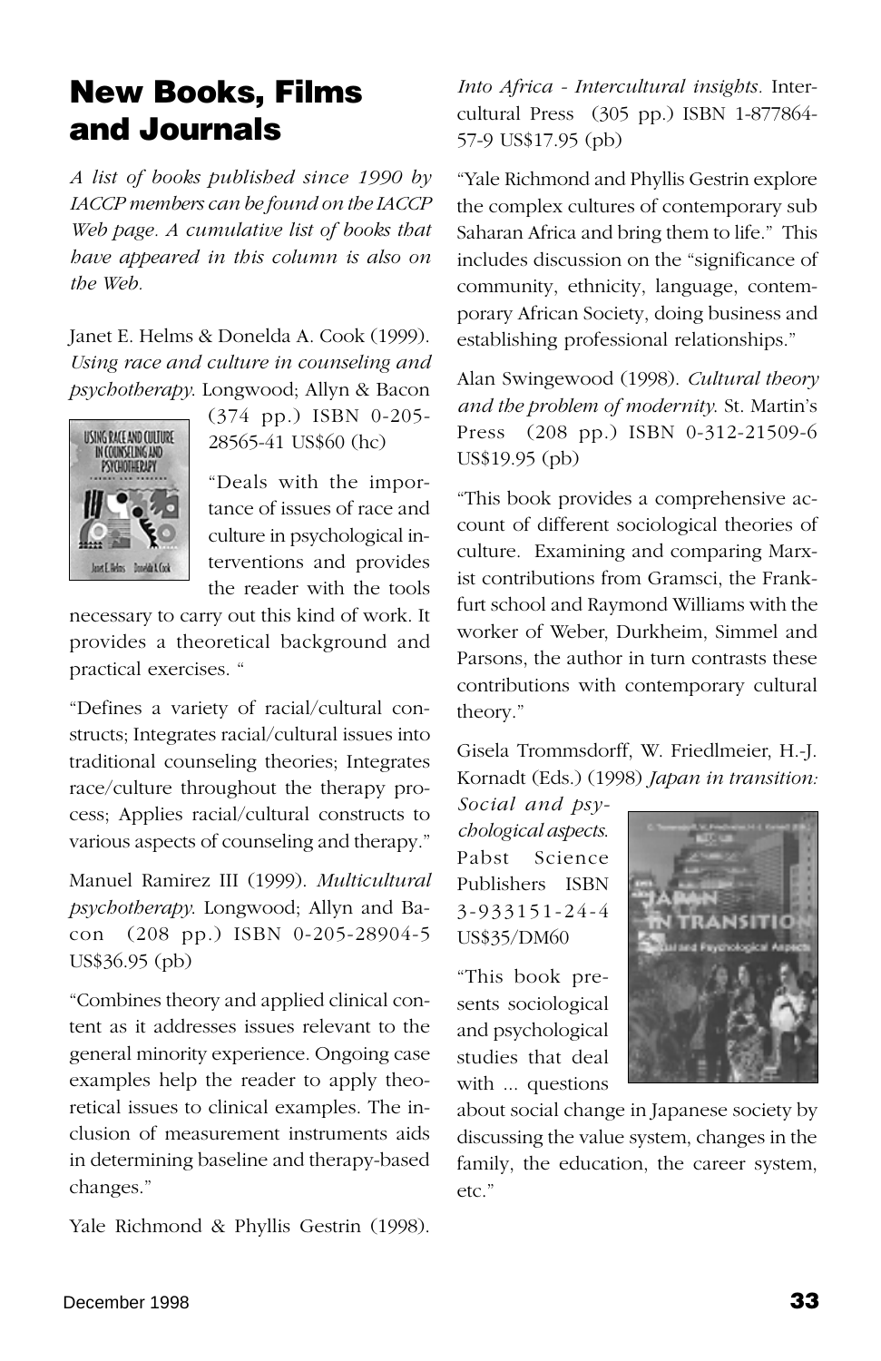# New Books, Films and Journals

*A list of books published since 1990 by IACCP members can be found on the IACCP Web page. A cumulative list of books that have appeared in this column is also on the Web.*

Janet E. Helms & Donelda A. Cook (1999). *Using race and culture in counseling and psychotherapy.* Longwood; Allyn & Bacon (374 pp.) ISBN 0-205-28565-41 US$60 (hc)

"Deals with the importance of issues of race and culture in psychological interventions and provides the reader with the tools necessary to carry out this kind of work. It provides a theoretical background and practical exercises. "

"Defines a variety of racial/cultural constructs; Integrates racial/cultural issues into traditional counseling theories; Integrates race/culture throughout the therapy process; Applies racial/cultural constructs to various aspects of counseling and therapy."

Manuel Ramirez III (1999). *Multicultural psychotherapy.* Longwood; Allyn and Bacon (208 pp.) ISBN 0-205-28904-5 US$36.95 (pb)

"Combines theory and applied clinical content as it addresses issues relevant to the general minority experience. Ongoing case examples help the reader to apply theoretical issues to clinical examples. The inclusion of measurement instruments aids in determining baseline and therapy-based changes."

Yale Richmond & Phyllis Gestrin (1998). *Into Africa - Intercultural insights.* Intercultural Press (305 pp.) ISBN 1-877864-57-9 US$17.95 (pb)

"Yale Richmond and Phyllis Gestrin explore the complex cultures of contemporary sub Saharan Africa and bring them to life." This includes discussion on the "significance of community, ethnicity, language, contemporary African Society, doing business and establishing professional relationships."

Alan Swingewood (1998). *Cultural theory and the problem of modernity.* St. Martin's Press (208 pp.) ISBN 0-312-21509-6 US$19.95 (pb)

"This book provides a comprehensive account of different sociological theories of culture. Examining and comparing Marxist contributions from Gramsci, the Frankfurt school and Raymond Williams with the worker of Weber, Durkheim, Simmel and Parsons, the author in turn contrasts these contributions with contemporary cultural theory."

Gisela Trommsdorff, W. Friedlmeier, H.-J. Kornadt (Eds.) (1998) *Japan in transition: Social and psychological aspects.* Pabst Science Publishers ISBN 3-933151-24-4 US$35/DM60

"This book presents sociological and psychological studies that deal with ... questions about social change in Japanese society by discussing the value system, changes in the family, the education, the career system, etc."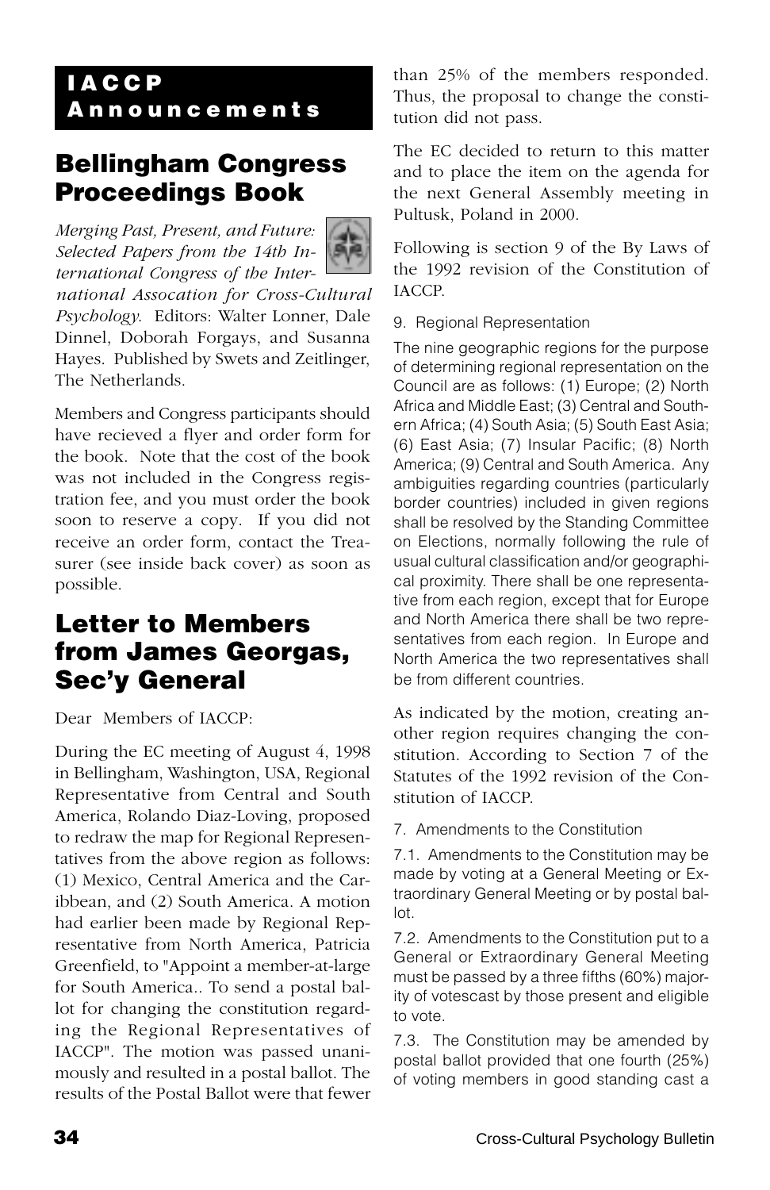## IACCP Announcements

## Bellingham Congress Proceedings Book

*Merging Past, Present, and Future: Selected Papers from the 14th International Congress of the International Assocation for Cross-Cultural Psychology.* Editors: Walter Lonner, Dale Dinnel, Doborah Forgays, and Susanna Hayes. Published by Swets and Zeitlinger, The Netherlands.

Members and Congress participants should have recieved a flyer and order form for the book. Note that the cost of the book was not included in the Congress registration fee, and you must order the book soon to reserve a copy. If you did not receive an order form, contact the Treasurer (see inside back cover) as soon as possible.

## Letter to Members from James Georgas, Sec'y General

Dear Members of IACCP:

During the EC meeting of August 4, 1998 in Bellingham, Washington, USA, Regional Representative from Central and South America, Rolando Diaz-Loving, proposed to redraw the map for Regional Representatives from the above region as follows: (1) Mexico, Central America and the Caribbean, and (2) South America. A motion had earlier been made by Regional Representative from North America, Patricia Greenfield, to "Appoint a member-at-large for South America.. To send a postal ballot for changing the constitution regarding the Regional Representatives of IACCP". The motion was passed unanimously and resulted in a postal ballot. The results of the Postal Ballot were that fewer than 25% of the members responded. Thus, the proposal to change the constitution did not pass.

The EC decided to return to this matter and to place the item on the agenda for the next General Assembly meeting in Pultusk, Poland in 2000.

Following is section 9 of the By Laws of the 1992 revision of the Constitution of IACCP.

9. Regional Representation

The nine geographic regions for the purpose of determining regional representation on the Council are as follows: (1) Europe; (2) North Africa and Middle East; (3) Central and Southern Africa; (4) South Asia; (5) South East Asia; (6) East Asia; (7) Insular Pacific; (8) North America; (9) Central and South America. Any ambiguities regarding countries (particularly border countries) included in given regions shall be resolved by the Standing Committee on Elections, normally following the rule of usual cultural classification and/or geographical proximity. There shall be one representative from each region, except that for Europe and North America there shall be two representatives from each region. In Europe and North America the two representatives shall be from different countries.

As indicated by the motion, creating another region requires changing the constitution. According to Section 7 of the Statutes of the 1992 revision of the Constitution of IACCP.

7. Amendments to the Constitution

7.1. Amendments to the Constitution may be made by voting at a General Meeting or Extraordinary General Meeting or by postal ballot.

7.2. Amendments to the Constitution put to a General or Extraordinary General Meeting must be passed by a three fifths (60%) majority of votescast by those present and eligible to vote.

7.3. The Constitution may be amended by postal ballot provided that one fourth (25%) of voting members in good standing cast a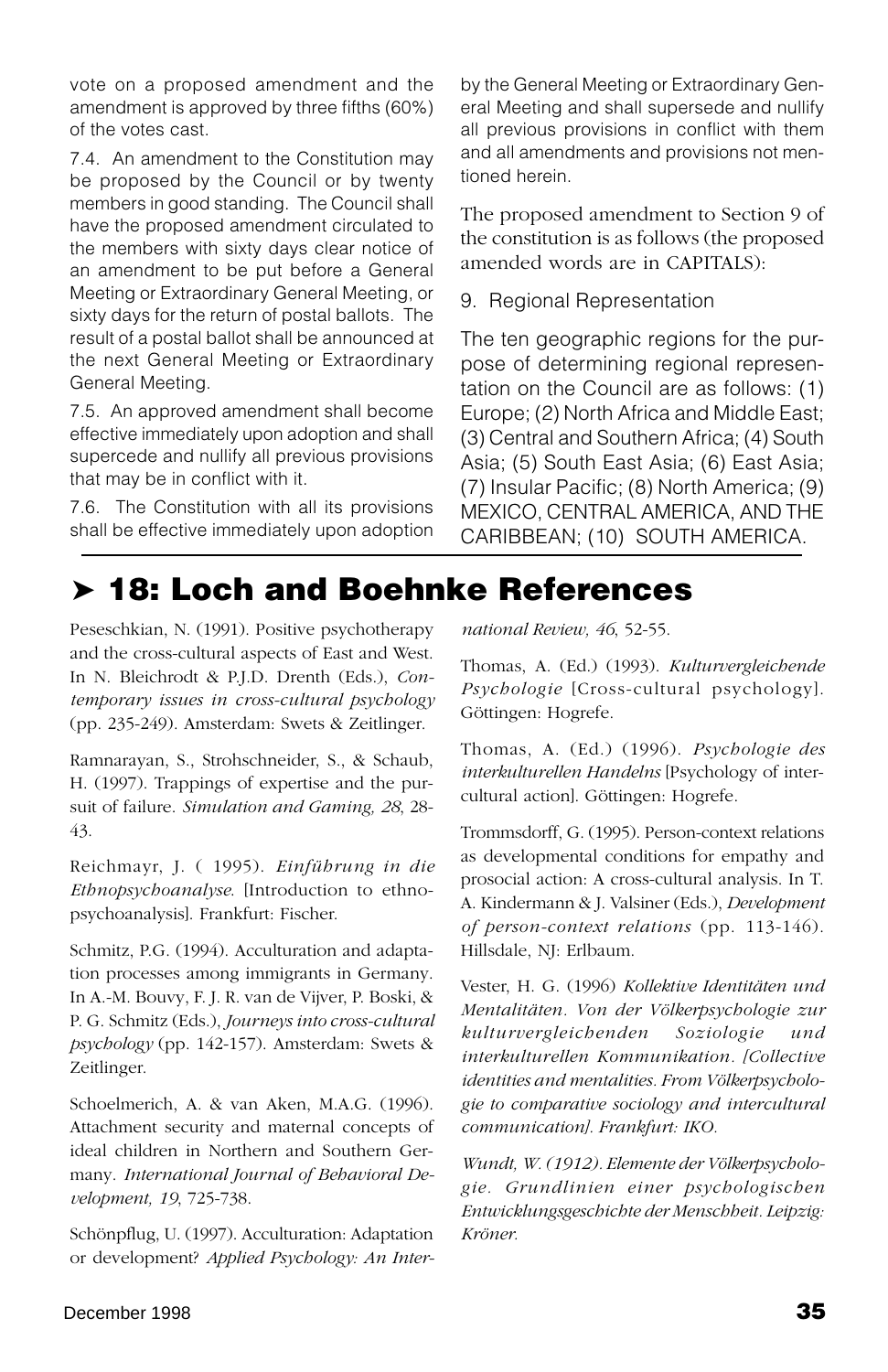vote on a proposed amendment and the amendment is approved by three fifths (60%) of the votes cast.

7.4. An amendment to the Constitution may be proposed by the Council or by twenty members in good standing. The Council shall have the proposed amendment circulated to the members with sixty days clear notice of an amendment to be put before a General Meeting or Extraordinary General Meeting, or sixty days for the return of postal ballots. The result of a postal ballot shall be announced at the next General Meeting or Extraordinary General Meeting.

7.5. An approved amendment shall become effective immediately upon adoption and shall supercede and nullify all previous provisions that may be in conflict with it.

7.6. The Constitution with all its provisions shall be effective immediately upon adoption by the General Meeting or Extraordinary General Meeting and shall supersede and nullify all previous provisions in conflict with them and all amendments and provisions not mentioned herein.

The proposed amendment to Section 9 of the constitution is as follows (the proposed amended words are in CAPITALS):

9. Regional Representation

The ten geographic regions for the purpose of determining regional representation on the Council are as follows: (1) Europe; (2) North Africa and Middle East; (3) Central and Southern Africa; (4) South Asia; (5) South East Asia; (6) East Asia; (7) Insular Pacific; (8) North America; (9) MEXICO, CENTRAL AMERICA, AND THE CARIBBEAN; (10) SOUTH AMERICA.

## ➤ 18: Loch and Boehnke References

Peseschkian, N. (1991). Positive psychotherapy and the cross-cultural aspects of East and West. In N. Bleichrodt & P.J.D. Drenth (Eds.), *Contemporary issues in cross-cultural psychology* (pp. 235-249). Amsterdam: Swets & Zeitlinger.

Ramnarayan, S., Strohschneider, S., & Schaub, H. (1997). Trappings of expertise and the pursuit of failure. *Simulation and Gaming, 28*, 28-43.

Reichmayr, J. ( 1995). *Einführung in die Ethnopsychoanalyse.* [Introduction to ethnopsychoanalysis]. Frankfurt: Fischer.

Schmitz, P.G. (1994). Acculturation and adaptation processes among immigrants in Germany. In A.-M. Bouvy, F. J. R. van de Vijver, P. Boski, & P. G. Schmitz (Eds.), *Journeys into cross-cultural psychology* (pp. 142-157). Amsterdam: Swets & Zeitlinger.

Schoelmerich, A. & van Aken, M.A.G. (1996). Attachment security and maternal concepts of ideal children in Northern and Southern Germany. *International Journal of Behavioral Development, 19*, 725-738.

Schönpflug, U. (1997). Acculturation: Adaptation or development? *Applied Psychology: An International Review, 46*, 52-55.

Thomas, A. (Ed.) (1993). *Kulturvergleichende Psychologie* [Cross-cultural psychology]. Göttingen: Hogrefe.

Thomas, A. (Ed.) (1996). *Psychologie des interkulturellen Handelns* [Psychology of intercultural action]. Göttingen: Hogrefe.

Trommsdorff, G. (1995). Person-context relations as developmental conditions for empathy and prosocial action: A cross-cultural analysis. In T. A. Kindermann & J. Valsiner (Eds.), *Development of person-context relations* (pp. 113-146). Hillsdale, NJ: Erlbaum.

Vester, H. G. (1996) *Kollektive Identitäten und Mentalitäten. Von der Völkerpsychologie zur kulturvergleichenden Soziologie und interkulturellen Kommunikation. [Collective identities and mentalities. From Völkerpsychologie to comparative sociology and intercultural communication]. Frankfurt: IKO.*

*Wundt, W. (1912). Elemente der Völkerpsychologie. Grundlinien einer psychologischen Entwicklungsgeschichte der Menschheit. Leipzig: Kröner.*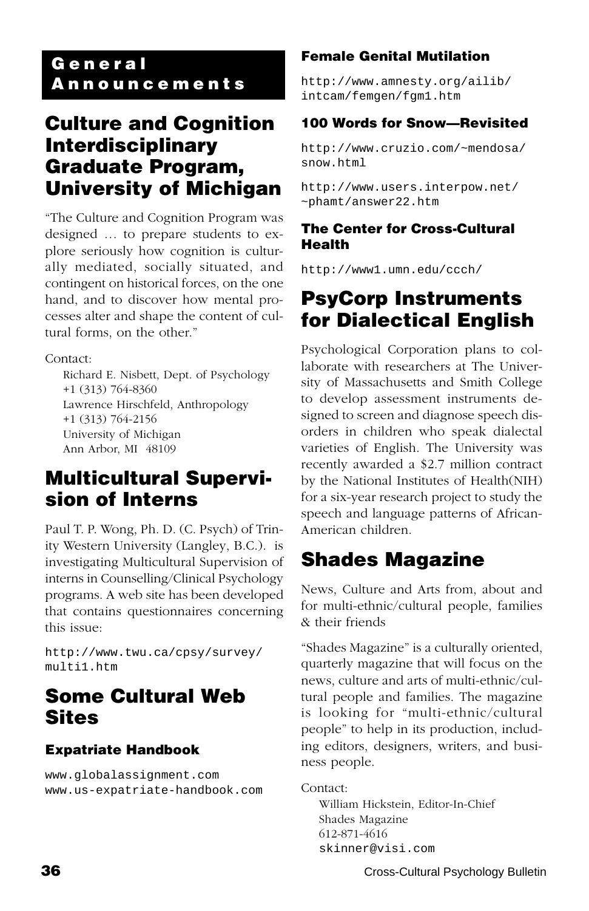## General Announcements

## Culture and Cognition Interdisciplinary Graduate Program, University of Michigan

"The Culture and Cognition Program was designed … to prepare students to explore seriously how cognition is culturally mediated, socially situated, and contingent on historical forces, on the one hand, and to discover how mental processes alter and shape the content of cultural forms, on the other."

Contact:

Richard E. Nisbett, Dept. of Psychology
+1 (313) 764-8360
Lawrence Hirschfeld, Anthropology
+1 (313) 764-2156
University of Michigan
Ann Arbor, MI 48109

## Multicultural Supervision of Interns

Paul T. P. Wong, Ph. D. (C. Psych) of Trinity Western University (Langley, B.C.). is investigating Multicultural Supervision of interns in Counselling/Clinical Psychology programs. A web site has been developed that contains questionnaires concerning this issue:

http://www.twu.ca/cpsy/survey/multi1.htm

## Some Cultural Web Sites

### Expatriate Handbook

www.globalassignment.com
www.us-expatriate-handbook.com

### Female Genital Mutilation

http://www.amnesty.org/ailib/intcam/femgen/fgm1.htm

### 100 Words for Snow—Revisited

http://www.cruzio.com/~mendosa/snow.html

http://www.users.interpow.net/~phamt/answer22.htm

### The Center for Cross-Cultural Health

http://www1.umn.edu/ccch/

## PsyCorp Instruments for Dialectical English

Psychological Corporation plans to collaborate with researchers at The University of Massachusetts and Smith College to develop assessment instruments designed to screen and diagnose speech disorders in children who speak dialectal varieties of English. The University was recently awarded a $2.7 million contract by the National Institutes of Health(NIH) for a six-year research project to study the speech and language patterns of African-American children.

## Shades Magazine

News, Culture and Arts from, about and for multi-ethnic/cultural people, families & their friends

"Shades Magazine" is a culturally oriented, quarterly magazine that will focus on the news, culture and arts of multi-ethnic/cultural people and families. The magazine is looking for "multi-ethnic/cultural people" to help in its production, including editors, designers, writers, and business people.

Contact:

William Hickstein, Editor-In-Chief
Shades Magazine
612-871-4616
skinner@visi.com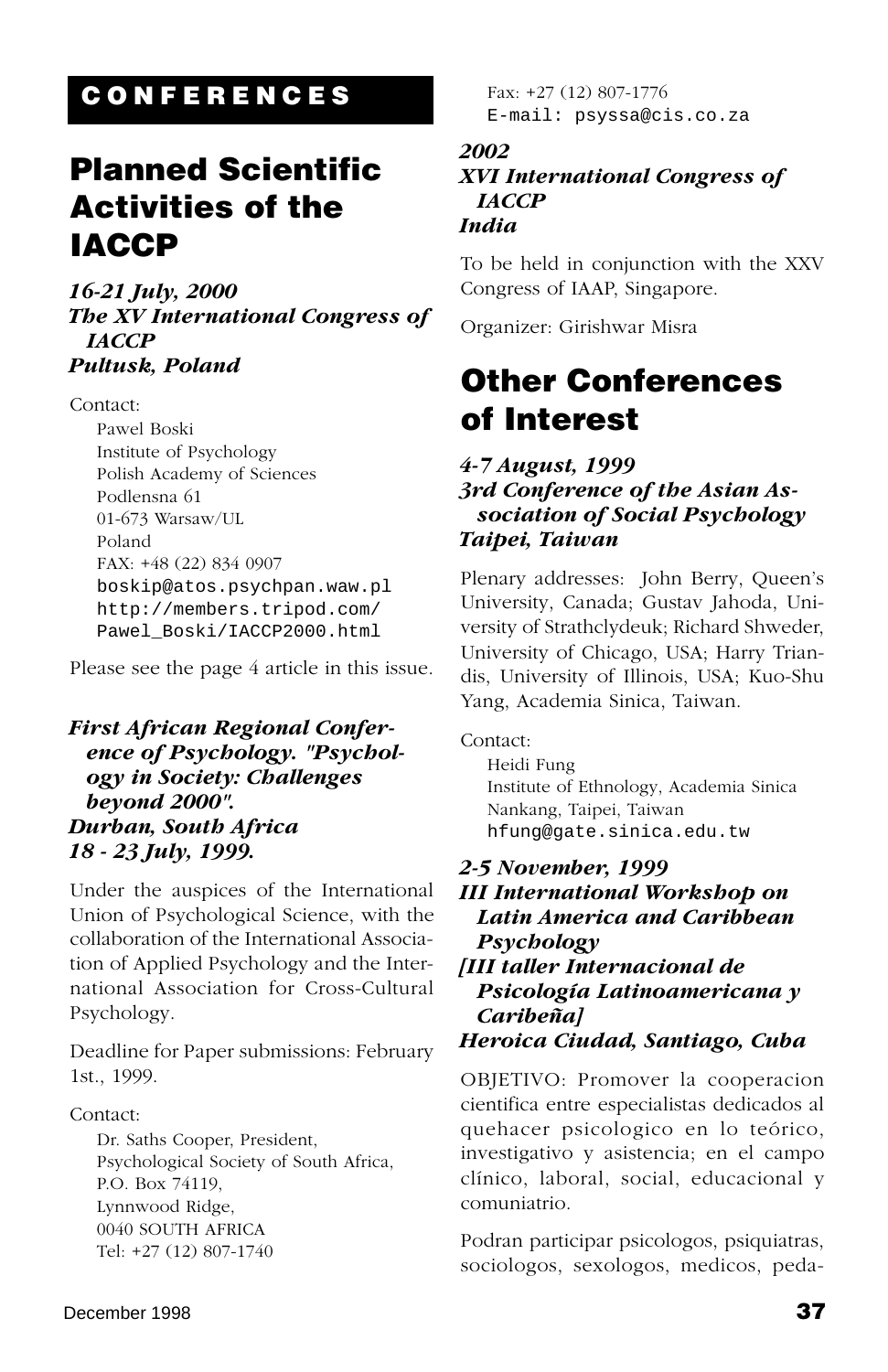# CONFERENCES

## Planned Scientific Activities of the IACCP

***16-21 July, 2000***
***The XV International Congress of IACCP***
***Pultusk, Poland***

Contact:

Pawel Boski
Institute of Psychology
Polish Academy of Sciences
Podlensna 61
01-673 Warsaw/UL
Poland
FAX: +48 (22) 834 0907
boskip@atos.psychpan.waw.pl
http://members.tripod.com/Pawel_Boski/IACCP2000.html

Please see the page 4 article in this issue.

***First African Regional Conference of Psychology. "Psychology in Society: Challenges beyond 2000".***
***Durban, South Africa***
***18 - 23 July, 1999.***

Under the auspices of the International Union of Psychological Science, with the collaboration of the International Association of Applied Psychology and the International Association for Cross-Cultural Psychology.

Deadline for Paper submissions: February 1st., 1999.

Contact:

Dr. Saths Cooper, President,
Psychological Society of South Africa,
P.O. Box 74119,
Lynnwood Ridge,
0040 SOUTH AFRICA
Tel: +27 (12) 807-1740
Fax: +27 (12) 807-1776
E-mail: psyssa@cis.co.za

***2002***
***XVI International Congress of IACCP***
***India***

To be held in conjunction with the XXV Congress of IAAP, Singapore.

Organizer: Girishwar Misra

## Other Conferences of Interest

***4-7 August, 1999***
***3rd Conference of the Asian Association of Social Psychology***
***Taipei, Taiwan***

Plenary addresses: John Berry, Queen's University, Canada; Gustav Jahoda, University of Strathclydeuk; Richard Shweder, University of Chicago, USA; Harry Triandis, University of Illinois, USA; Kuo-Shu Yang, Academia Sinica, Taiwan.

Contact:

Heidi Fung
Institute of Ethnology, Academia Sinica
Nankang, Taipei, Taiwan
hfung@gate.sinica.edu.tw

***2-5 November, 1999***
***III International Workshop on Latin America and Caribbean Psychology***
***[III taller Internacional de Psicología Latinoamericana y Caribeña]***
***Heroica Ciudad, Santiago, Cuba***

OBJETIVO: Promover la cooperacion cientifica entre especialistas dedicados al quehacer psicologico en lo teórico, investigativo y asistencia; en el campo clínico, laboral, social, educacional y comuniatrio.

Podran participar psicologos, psiquiatras, sociologos, sexologos, medicos, peda-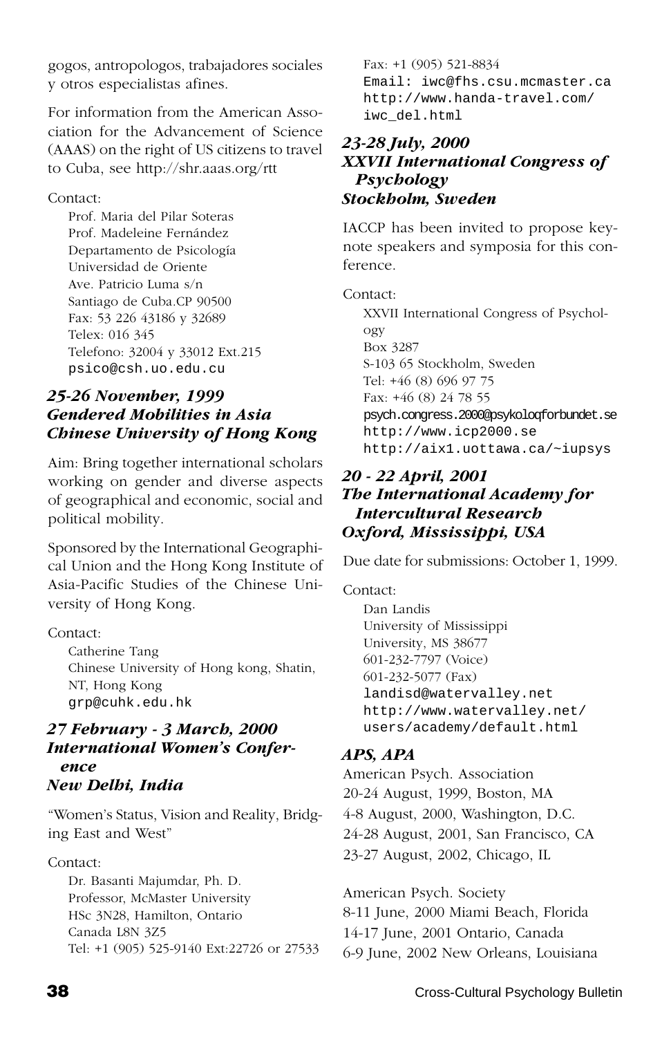gogos, antropologos, trabajadores sociales y otros especialistas afines.

For information from the American Association for the Advancement of Science (AAAS) on the right of US citizens to travel to Cuba, see http://shr.aaas.org/rtt

Contact:

Prof. Maria del Pilar Soteras
Prof. Madeleine Fernández
Departamento de Psicología
Universidad de Oriente
Ave. Patricio Luma s/n
Santiago de Cuba.CP 90500
Fax: 53 226 43186 y 32689
Telex: 016 345
Telefono: 32004 y 33012 Ext.215
psico@csh.uo.edu.cu

### *25-26 November, 1999*
### *Gendered Mobilities in Asia*
### *Chinese University of Hong Kong*

Aim: Bring together international scholars working on gender and diverse aspects of geographical and economic, social and political mobility.

Sponsored by the International Geographical Union and the Hong Kong Institute of Asia-Pacific Studies of the Chinese University of Hong Kong.

Contact:

Catherine Tang
Chinese University of Hong kong, Shatin, NT, Hong Kong
grp@cuhk.edu.hk

### *27 February - 3 March, 2000*
### *International Women's Conference*
### *New Delhi, India*

"Women's Status, Vision and Reality, Bridging East and West"

Contact:

Dr. Basanti Majumdar, Ph. D.
Professor, McMaster University
HSc 3N28, Hamilton, Ontario
Canada L8N 3Z5
Tel: +1 (905) 525-9140 Ext:22726 or 27533
Fax: +1 (905) 521-8834
Email: iwc@fhs.csu.mcmaster.ca
http://www.handa-travel.com/iwc_del.html

### *23-28 July, 2000*
### *XXVII International Congress of Psychology*
### *Stockholm, Sweden*

IACCP has been invited to propose keynote speakers and symposia for this conference.

Contact:

XXVII International Congress of Psychology
Box 3287
S-103 65 Stockholm, Sweden
Tel: +46 (8) 696 97 75
Fax: +46 (8) 24 78 55
psych.congress.2000@psykologforbundet.se
http://www.icp2000.se
http://aix1.uottawa.ca/~iupsys

### *20 - 22 April, 2001*
### *The International Academy for Intercultural Research*
### *Oxford, Mississippi, USA*

Due date for submissions: October 1, 1999.

Contact:

Dan Landis
University of Mississippi
University, MS 38677
601-232-7797 (Voice)
601-232-5077 (Fax)
landisd@watervalley.net
http://www.watervalley.net/users/academy/default.html

### *APS, APA*

American Psych. Association
20-24 August, 1999, Boston, MA
4-8 August, 2000, Washington, D.C.
24-28 August, 2001, San Francisco, CA
23-27 August, 2002, Chicago, IL

American Psych. Society
8-11 June, 2000 Miami Beach, Florida
14-17 June, 2001 Ontario, Canada
6-9 June, 2002 New Orleans, Louisiana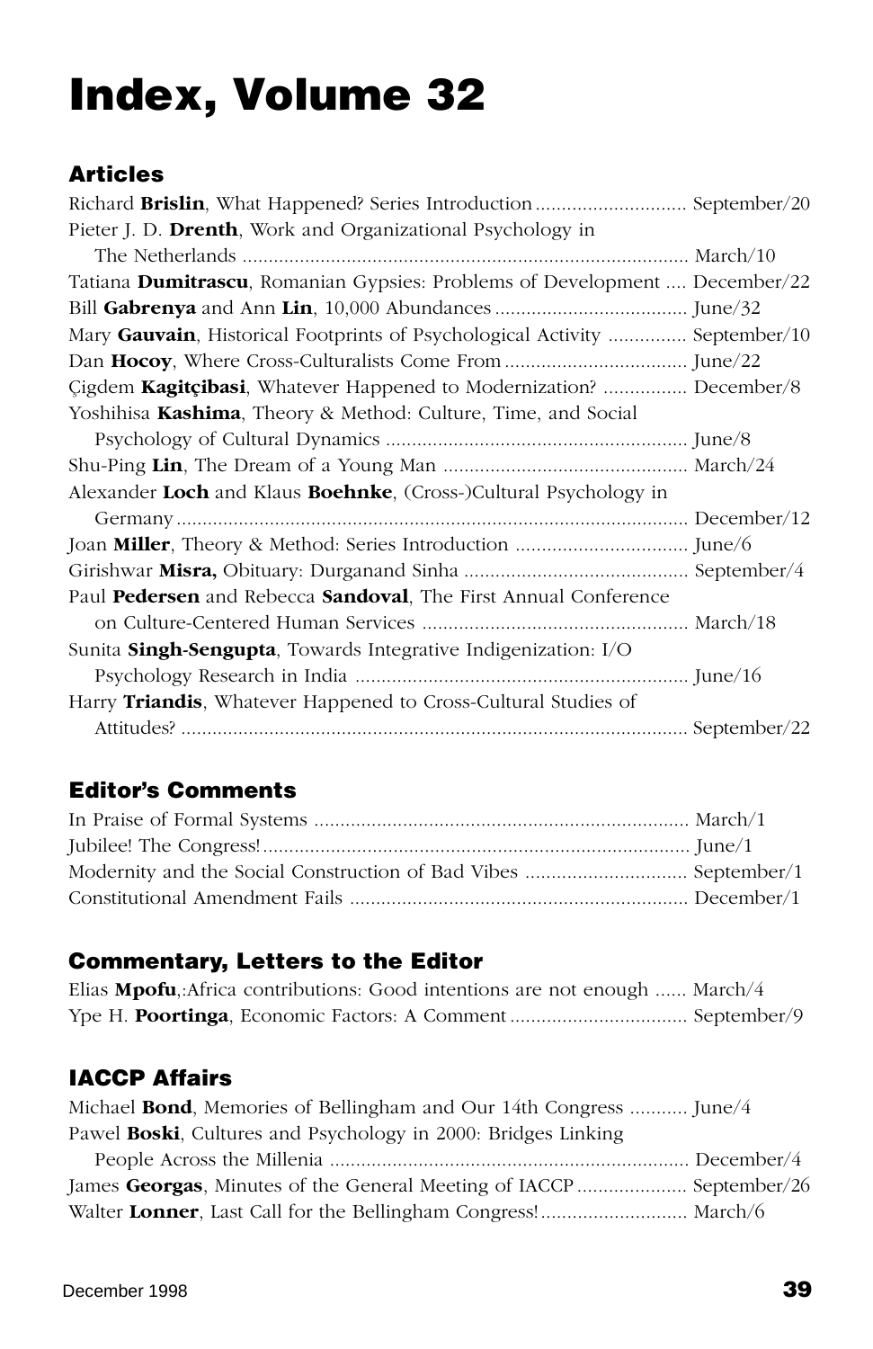# Index, Volume 32

## Articles

Richard **Brislin**, What Happened? Series Introduction ............................ September/20

Pieter J. D. **Drenth**, Work and Organizational Psychology in The Netherlands ..................................................................................... March/10

Tatiana **Dumitrascu**, Romanian Gypsies: Problems of Development .... December/22

Bill **Gabrenya** and Ann **Lin**, 10,000 Abundances .................................... June/32

Mary **Gauvain**, Historical Footprints of Psychological Activity .............. September/10

Dan **Hocoy**, Where Cross-Culturalists Come From .................................. June/22

Çigdem **Kagitçibasi**, Whatever Happened to Modernization? ................ December/8

Yoshihisa **Kashima**, Theory & Method: Culture, Time, and Social Psychology of Cultural Dynamics ......................................................... June/8

Shu-Ping **Lin**, The Dream of a Young Man .............................................. March/24

Alexander **Loch** and Klaus **Boehnke**, (Cross-)Cultural Psychology in Germany .................................................................................................. December/12

Joan **Miller**, Theory & Method: Series Introduction ................................ June/6

Girishwar **Misra,** Obituary: Durganand Sinha .......................................... September/4

Paul **Pedersen** and Rebecca **Sandoval**, The First Annual Conference on Culture-Centered Human Services .................................................. March/18

Sunita **Singh-Sengupta**, Towards Integrative Indigenization: I/O Psychology Research in India ............................................................... June/16

Harry **Triandis**, Whatever Happened to Cross-Cultural Studies of Attitudes? ................................................................................................ September/22

## Editor's Comments

In Praise of Formal Systems ....................................................................... March/1

Jubilee! The Congress! ................................................................................. June/1

Modernity and the Social Construction of Bad Vibes ............................... September/1

Constitutional Amendment Fails ................................................................. December/1

## Commentary, Letters to the Editor

Elias **Mpofu**,:Africa contributions: Good intentions are not enough ...... March/4

Ype H. **Poortinga**, Economic Factors: A Comment .................................. September/9

## IACCP Affairs

Michael **Bond**, Memories of Bellingham and Our 14th Congress ........... June/4

Pawel **Boski**, Cultures and Psychology in 2000: Bridges Linking People Across the Millenia .................................................................... December/4

James **Georgas**, Minutes of the General Meeting of IACCP ..................... September/26

Walter **Lonner**, Last Call for the Bellingham Congress! ............................ March/6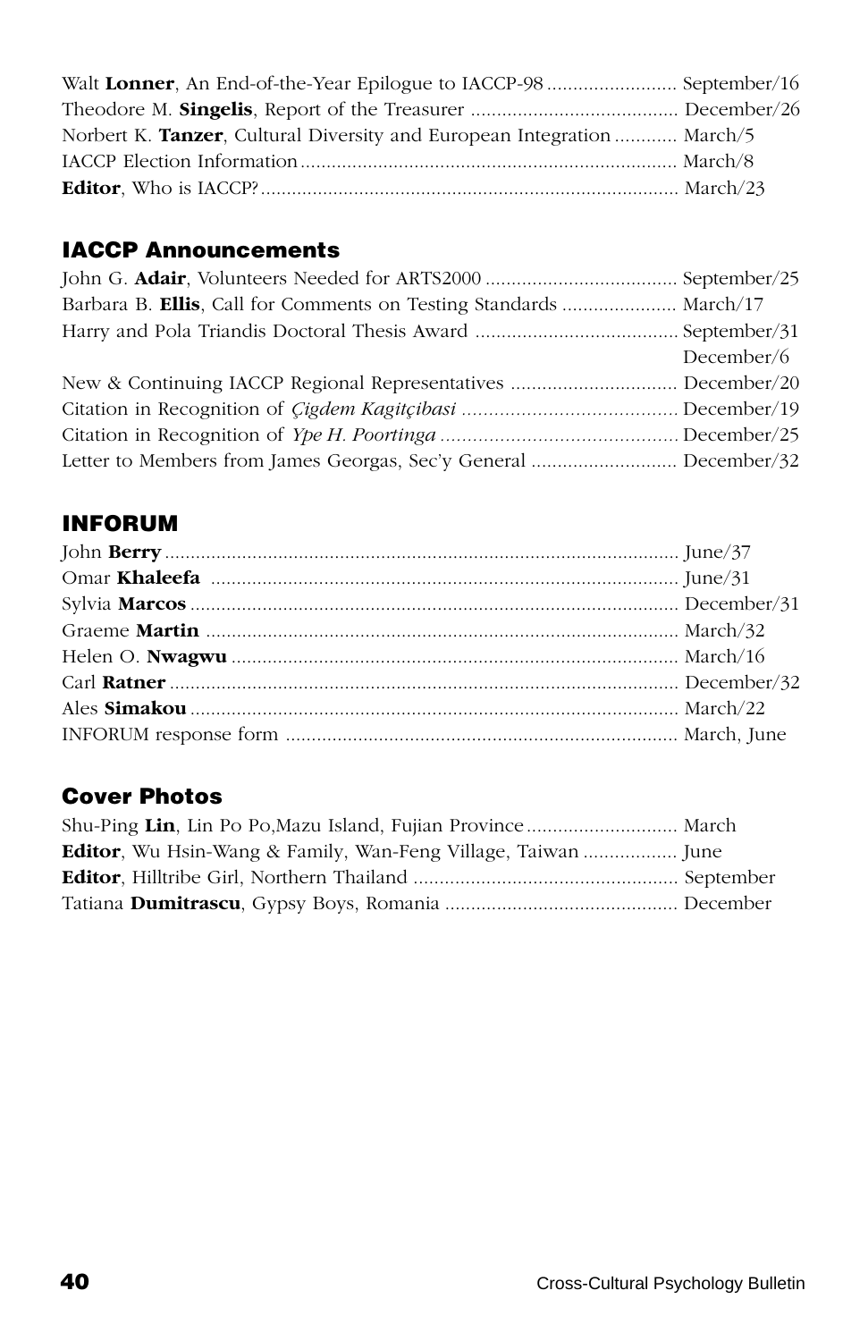Walt **Lonner**, An End-of-the-Year Epilogue to IACCP-98 ......................... September/16
Theodore M. **Singelis**, Report of the Treasurer ........................................ December/26
Norbert K. **Tanzer**, Cultural Diversity and European Integration ............ March/5
IACCP Election Information ........................................................................ March/8
**Editor**, Who is IACCP? ............................................................................... March/23

## IACCP Announcements

John G. **Adair**, Volunteers Needed for ARTS2000 ..................................... September/25
Barbara B. **Ellis**, Call for Comments on Testing Standards ...................... March/17
Harry and Pola Triandis Doctoral Thesis Award ....................................... September/31
December/6
New & Continuing IACCP Regional Representatives ................................ December/20
Citation in Recognition of *Çigdem Kagitçibasi* ........................................ December/19
Citation in Recognition of *Ype H. Poortinga* ............................................ December/25
Letter to Members from James Georgas, Sec'y General ............................ December/32

## INFORUM

John **Berry** .................................................................................................. June/37
Omar **Khaleefa** .......................................................................................... June/31
Sylvia **Marcos** .............................................................................................. December/31
Graeme **Martin** ........................................................................................... March/32
Helen O. **Nwagwu** ...................................................................................... March/16
Carl **Ratner** .................................................................................................. December/32
Ales **Simakou** .............................................................................................. March/22
INFORUM response form ........................................................................... March, June

## Cover Photos

Shu-Ping **Lin**, Lin Po Po,Mazu Island, Fujian Province ............................. March
**Editor**, Wu Hsin-Wang & Family, Wan-Feng Village, Taiwan .................. June
**Editor**, Hilltribe Girl, Northern Thailand ................................................... September
Tatiana **Dumitrascu**, Gypsy Boys, Romania ............................................. December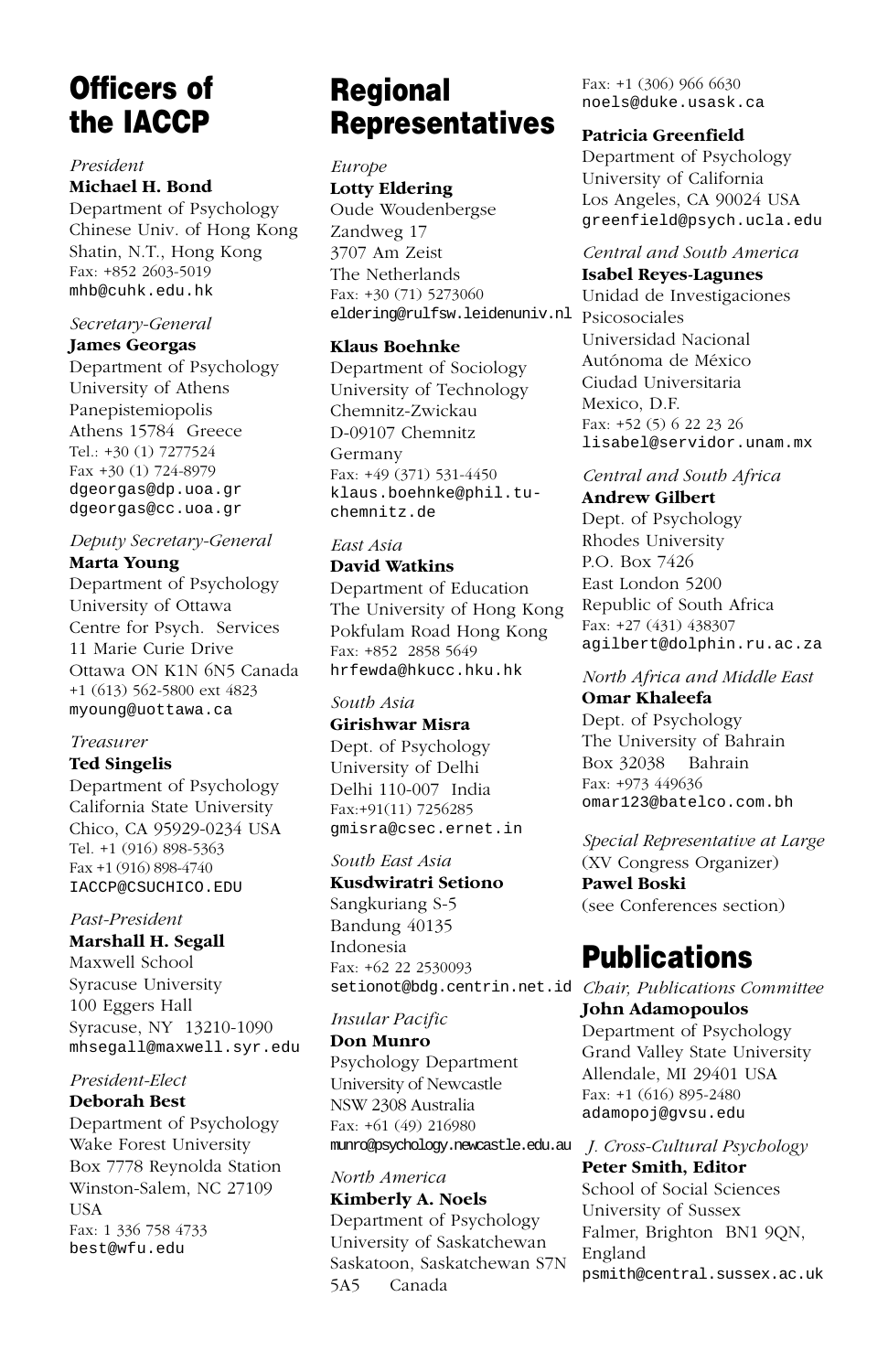# Officers of the IACCP

*President*
**Michael H. Bond**
Department of Psychology
Chinese Univ. of Hong Kong
Shatin, N.T., Hong Kong
Fax: +852 2603-5019
mhb@cuhk.edu.hk

*Secretary-General*
**James Georgas**
Department of Psychology
University of Athens
Panepistemiopolis
Athens 15784 Greece
Tel.: +30 (1) 7277524
Fax +30 (1) 724-8979
dgeorgas@dp.uoa.gr
dgeorgas@cc.uoa.gr

*Deputy Secretary-General*
**Marta Young**
Department of Psychology
University of Ottawa
Centre for Psych. Services
11 Marie Curie Drive
Ottawa ON K1N 6N5 Canada
+1 (613) 562-5800 ext 4823
myoung@uottawa.ca

*Treasurer*
**Ted Singelis**
Department of Psychology
California State University
Chico, CA 95929-0234 USA
Tel. +1 (916) 898-5363
Fax +1 (916) 898-4740
IACCP@CSUCHICO.EDU

*Past-President*
**Marshall H. Segall**
Maxwell School
Syracuse University
100 Eggers Hall
Syracuse, NY 13210-1090
mhsegall@maxwell.syr.edu

*President-Elect*
**Deborah Best**
Department of Psychology
Wake Forest University
Box 7778 Reynolda Station
Winston-Salem, NC 27109
USA
Fax: 1 336 758 4733
best@wfu.edu

# Regional Representatives

*Europe*
**Lotty Eldering**
Oude Woudenbergse
Zandweg 17
3707 Am Zeist
The Netherlands
Fax: +30 (71) 5273060
eldering@rulfsw.leidenuniv.nl

**Klaus Boehnke**
Department of Sociology
University of Technology
Chemnitz-Zwickau
D-09107 Chemnitz
Germany
Fax: +49 (371) 531-4450
klaus.boehnke@phil.tu-chemnitz.de

*East Asia*
**David Watkins**
Department of Education
The University of Hong Kong
Pokfulam Road Hong Kong
Fax: +852 2858 5649
hrfewda@hkucc.hku.hk

*South Asia*
**Girishwar Misra**
Dept. of Psychology
University of Delhi
Delhi 110-007 India
Fax:+91(11) 7256285
gmisra@csec.ernet.in

*South East Asia*
**Kusdwiratri Setiono**
Sangkuriang S-5
Bandung 40135
Indonesia
Fax: +62 22 2530093
setionot@bdg.centrin.net.id

*Insular Pacific*
**Don Munro**
Psychology Department
University of Newcastle
NSW 2308 Australia
Fax: +61 (49) 216980
munro@psychology.newcastle.edu.au

*North America*
**Kimberly A. Noels**
Department of Psychology
University of Saskatchewan
Saskatoon, Saskatchewan S7N 5A5 Canada
Fax: +1 (306) 966 6630
noels@duke.usask.ca

**Patricia Greenfield**
Department of Psychology
University of California
Los Angeles, CA 90024 USA
greenfield@psych.ucla.edu

*Central and South America*
**Isabel Reyes-Lagunes**
Unidad de Investigaciones Psicosociales
Universidad Nacional Autónoma de México
Ciudad Universitaria
Mexico, D.F.
Fax: +52 (5) 6 22 23 26
lisabel@servidor.unam.mx

*Central and South Africa*
**Andrew Gilbert**
Dept. of Psychology
Rhodes University
P.O. Box 7426
East London 5200
Republic of South Africa
Fax: +27 (431) 438307
agilbert@dolphin.ru.ac.za

*North Africa and Middle East*
**Omar Khaleefa**
Dept. of Psychology
The University of Bahrain
Box 32038 Bahrain
Fax: +973 449636
omar123@batelco.com.bh

*Special Representative at Large*
(XV Congress Organizer)
**Pawel Boski**
(see Conferences section)

# Publications

*Chair, Publications Committee*
**John Adamopoulos**
Department of Psychology
Grand Valley State University
Allendale, MI 29401 USA
Fax: +1 (616) 895-2480
adamopoj@gvsu.edu

*J. Cross-Cultural Psychology*
**Peter Smith, Editor**
School of Social Sciences
University of Sussex
Falmer, Brighton BN1 9QN, England
psmith@central.sussex.ac.uk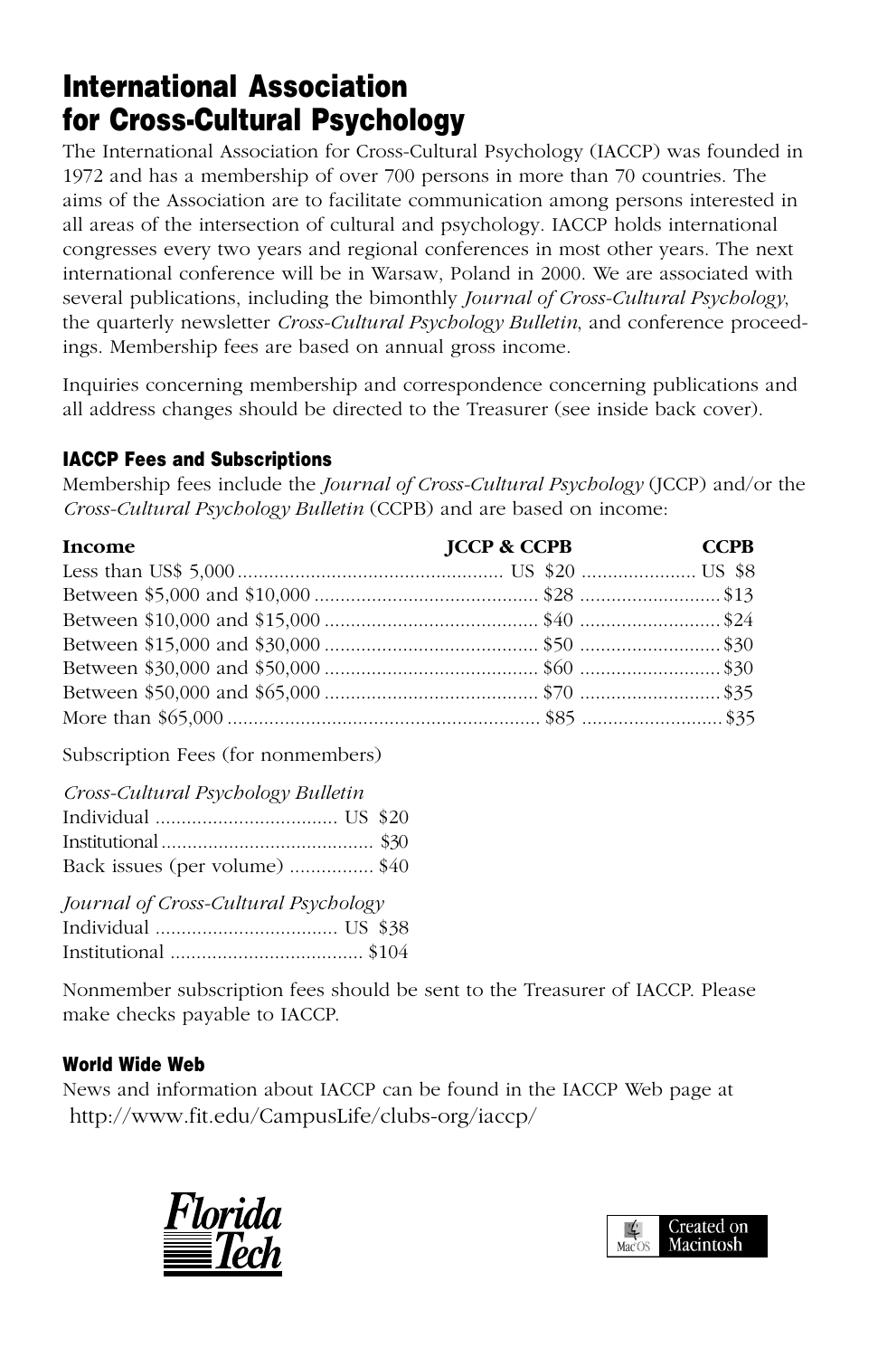# International Association for Cross-Cultural Psychology

The International Association for Cross-Cultural Psychology (IACCP) was founded in 1972 and has a membership of over 700 persons in more than 70 countries. The aims of the Association are to facilitate communication among persons interested in all areas of the intersection of cultural and psychology. IACCP holds international congresses every two years and regional conferences in most other years. The next international conference will be in Warsaw, Poland in 2000. We are associated with several publications, including the bimonthly *Journal of Cross-Cultural Psychology*, the quarterly newsletter *Cross-Cultural Psychology Bulletin*, and conference proceedings. Membership fees are based on annual gross income.

Inquiries concerning membership and correspondence concerning publications and all address changes should be directed to the Treasurer (see inside back cover).

### IACCP Fees and Subscriptions

Membership fees include the *Journal of Cross-Cultural Psychology* (JCCP) and/or the *Cross-Cultural Psychology Bulletin* (CCPB) and are based on income:

| Income | JCCP & CCPB | CCPB |
|---|---|---|
| Less than US$ 5,000 | US $20 | US $8 |
| Between $5,000 and $10,000 | $28 | $13 |
| Between $10,000 and $15,000 | $40 | $24 |
| Between $15,000 and $30,000 | $50 | $30 |
| Between $30,000 and $50,000 | $60 | $30 |
| Between $50,000 and $65,000 | $70 | $35 |
| More than $65,000 | $85 | $35 |

Subscription Fees (for nonmembers)

*Cross-Cultural Psychology Bulletin*

| | |
|---|---|
| Individual | US $20 |
| Institutional | $30 |
| Back issues (per volume) | $40 |

*Journal of Cross-Cultural Psychology*

| | |
|---|---|
| Individual | US $38 |
| Institutional | $104 |

Nonmember subscription fees should be sent to the Treasurer of IACCP. Please make checks payable to IACCP.

### World Wide Web

News and information about IACCP can be found in the IACCP Web page at http://www.fit.edu/CampusLife/clubs-org/iaccp/

Florida Tech

Created on Macintosh